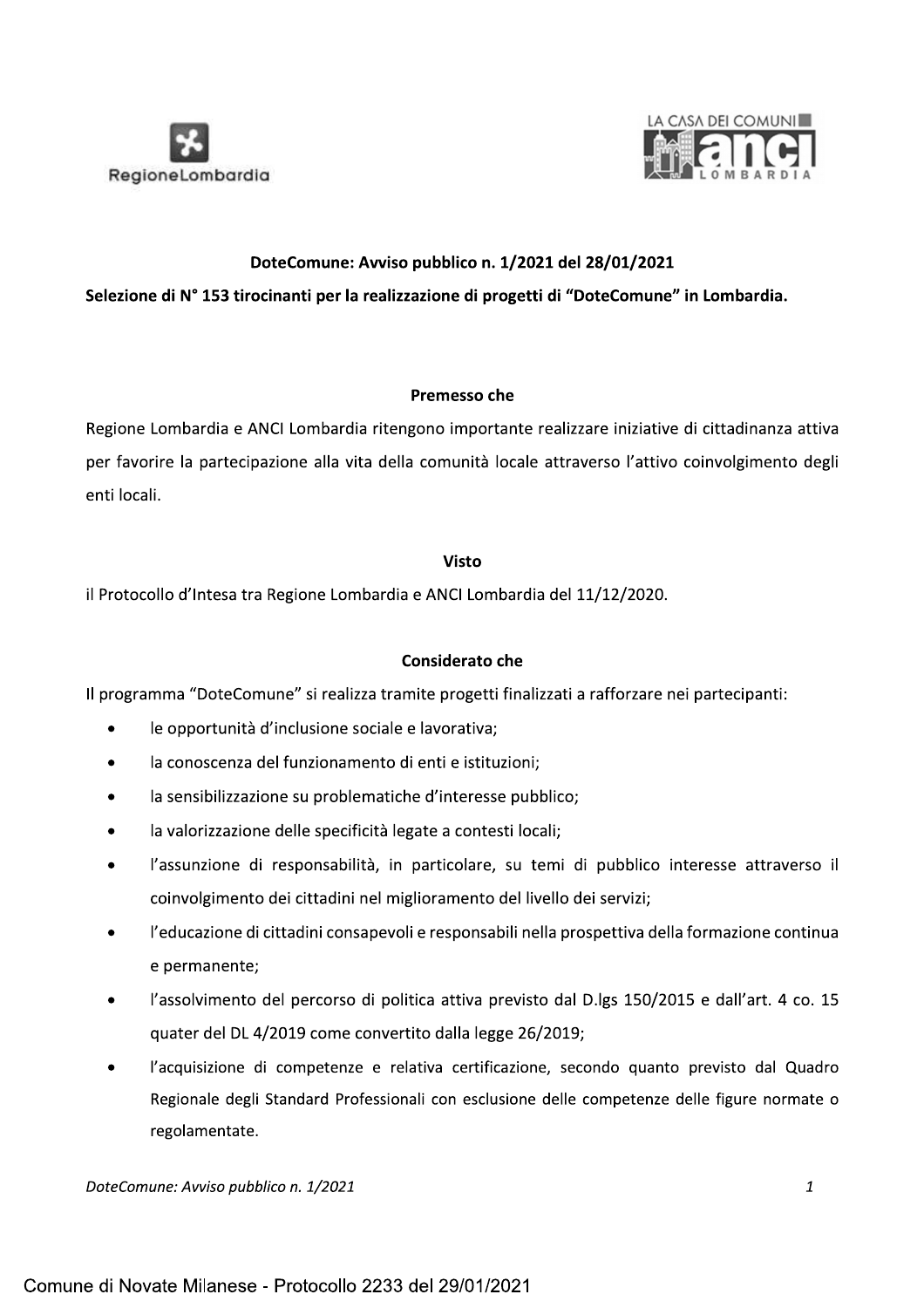**DoteComune: Avviso pubblico n. 1/2021 del 28/01/2021**

**Selezione di N° 153 tirocinanti per la realizzazione di progetti di "DoteComune" in Lombardia.**

**Premesso che**

Regione Lombardia e ANCI Lombardia ritengono importante realizzare iniziative di cittadinanza attiva per favorire la partecipazione alla vita della comunità locale attraverso l'attivo coinvolgimento degli enti locali.

**Visto**

il Protocollo d'Intesa tra Regione Lombardia e ANCI Lombardia del 11/12/2020.

**Considerato che**

Il programma "DoteComune" si realizza tramite progetti finalizzati a rafforzare nei partecipanti:

- le opportunità d'inclusione sociale e lavorativa;
- la conoscenza del funzionamento di enti e istituzioni;
- la sensibilizzazione su problematiche d'interesse pubblico;
- la valorizzazione delle specificità legate a contesti locali;
- l'assunzione di responsabilità, in particolare, su temi di pubblico interesse attraverso il coinvolgimento dei cittadini nel miglioramento del livello dei servizi;
- l'educazione di cittadini consapevoli e responsabili nella prospettiva della formazione continua e permanente;
- l'assolvimento del percorso di politica attiva previsto dal D.lgs 150/2015 e dall'art. 4 co. 15 quater del DL 4/2019 come convertito dalla legge 26/2019;
- l'acquisizione di competenze e relativa certificazione, secondo quanto previsto dal Quadro Regionale degli Standard Professionali con esclusione delle competenze delle figure normate o regolamentate.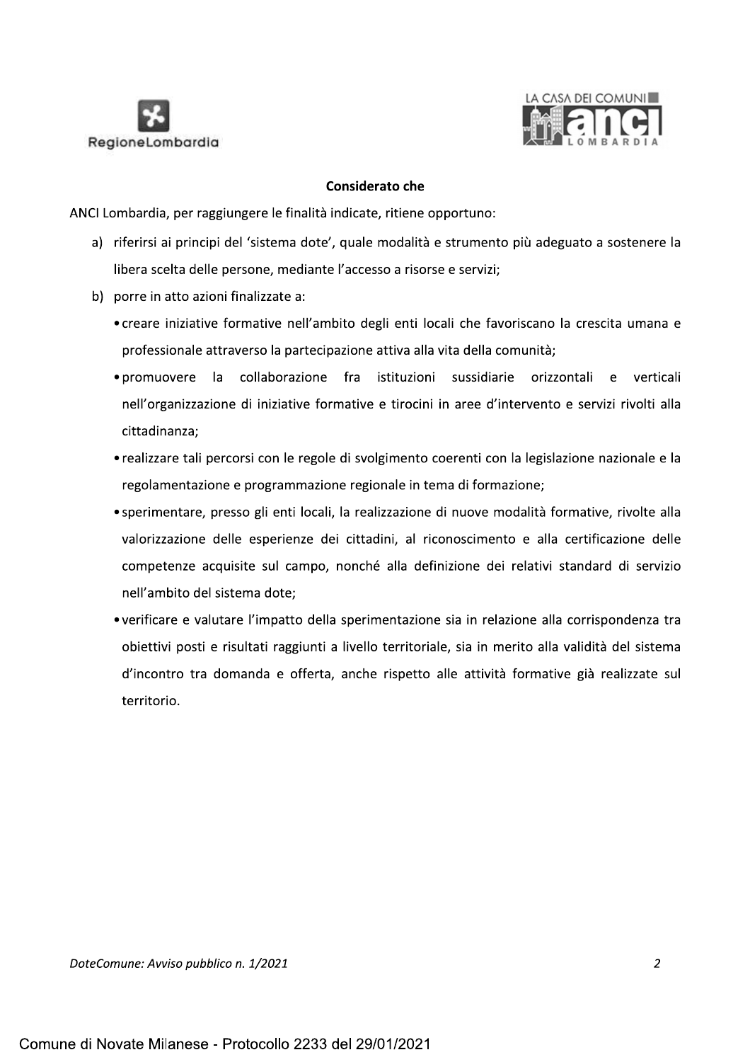**Considerato che**

ANCI Lombardia, per raggiungere le finalità indicate, ritiene opportuno:

a) riferirsi ai principi del 'sistema dote', quale modalità e strumento più adeguato a sostenere la libera scelta delle persone, mediante l'accesso a risorse e servizi;

b) porre in atto azioni finalizzate a:
   - creare iniziative formative nell'ambito degli enti locali che favoriscano la crescita umana e professionale attraverso la partecipazione attiva alla vita della comunità;
   - promuovere la collaborazione fra istituzioni sussidiarie orizzontali e verticali nell'organizzazione di iniziative formative e tirocini in aree d'intervento e servizi rivolti alla cittadinanza;
   - realizzare tali percorsi con le regole di svolgimento coerenti con la legislazione nazionale e la regolamentazione e programmazione regionale in tema di formazione;
   - sperimentare, presso gli enti locali, la realizzazione di nuove modalità formative, rivolte alla valorizzazione delle esperienze dei cittadini, al riconoscimento e alla certificazione delle competenze acquisite sul campo, nonché alla definizione dei relativi standard di servizio nell'ambito del sistema dote;
   - verificare e valutare l'impatto della sperimentazione sia in relazione alla corrispondenza tra obiettivi posti e risultati raggiunti a livello territoriale, sia in merito alla validità del sistema d'incontro tra domanda e offerta, anche rispetto alle attività formative già realizzate sul territorio.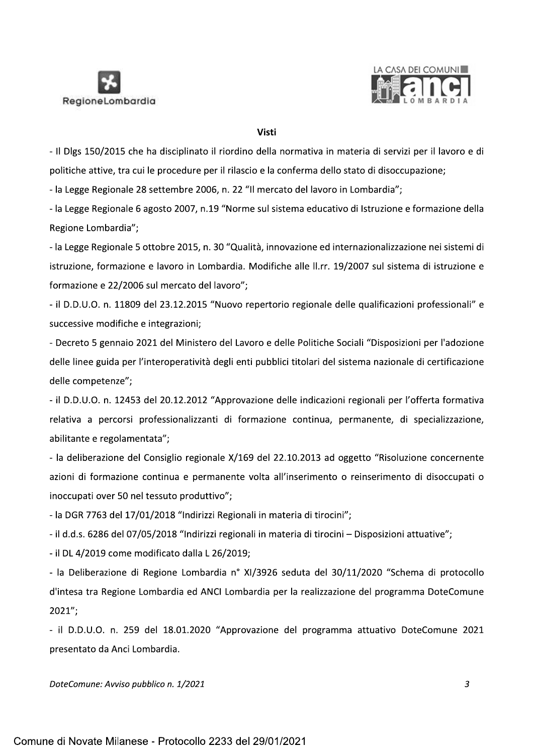## Visti

- Il Dlgs 150/2015 che ha disciplinato il riordino della normativa in materia di servizi per il lavoro e di politiche attive, tra cui le procedure per il rilascio e la conferma dello stato di disoccupazione;
- la Legge Regionale 28 settembre 2006, n. 22 "Il mercato del lavoro in Lombardia";
- la Legge Regionale 6 agosto 2007, n.19 "Norme sul sistema educativo di Istruzione e formazione della Regione Lombardia";
- la Legge Regionale 5 ottobre 2015, n. 30 "Qualità, innovazione ed internazionalizzazione nei sistemi di istruzione, formazione e lavoro in Lombardia. Modifiche alle ll.rr. 19/2007 sul sistema di istruzione e formazione e 22/2006 sul mercato del lavoro";
- il D.D.U.O. n. 11809 del 23.12.2015 "Nuovo repertorio regionale delle qualificazioni professionali" e successive modifiche e integrazioni;
- Decreto 5 gennaio 2021 del Ministero del Lavoro e delle Politiche Sociali "Disposizioni per l'adozione delle linee guida per l'interoperatività degli enti pubblici titolari del sistema nazionale di certificazione delle competenze";
- il D.D.U.O. n. 12453 del 20.12.2012 "Approvazione delle indicazioni regionali per l'offerta formativa relativa a percorsi professionalizzanti di formazione continua, permanente, di specializzazione, abilitante e regolamentata";
- la deliberazione del Consiglio regionale X/169 del 22.10.2013 ad oggetto "Risoluzione concernente azioni di formazione continua e permanente volta all'inserimento o reinserimento di disoccupati o inoccupati over 50 nel tessuto produttivo";
- la DGR 7763 del 17/01/2018 "Indirizzi Regionali in materia di tirocini";
- il d.d.s. 6286 del 07/05/2018 "Indirizzi regionali in materia di tirocini – Disposizioni attuative";
- il DL 4/2019 come modificato dalla L 26/2019;
- la Deliberazione di Regione Lombardia n° XI/3926 seduta del 30/11/2020 "Schema di protocollo d'intesa tra Regione Lombardia ed ANCI Lombardia per la realizzazione del programma DoteComune 2021";
- il D.D.U.O. n. 259 del 18.01.2020 "Approvazione del programma attuativo DoteComune 2021 presentato da Anci Lombardia.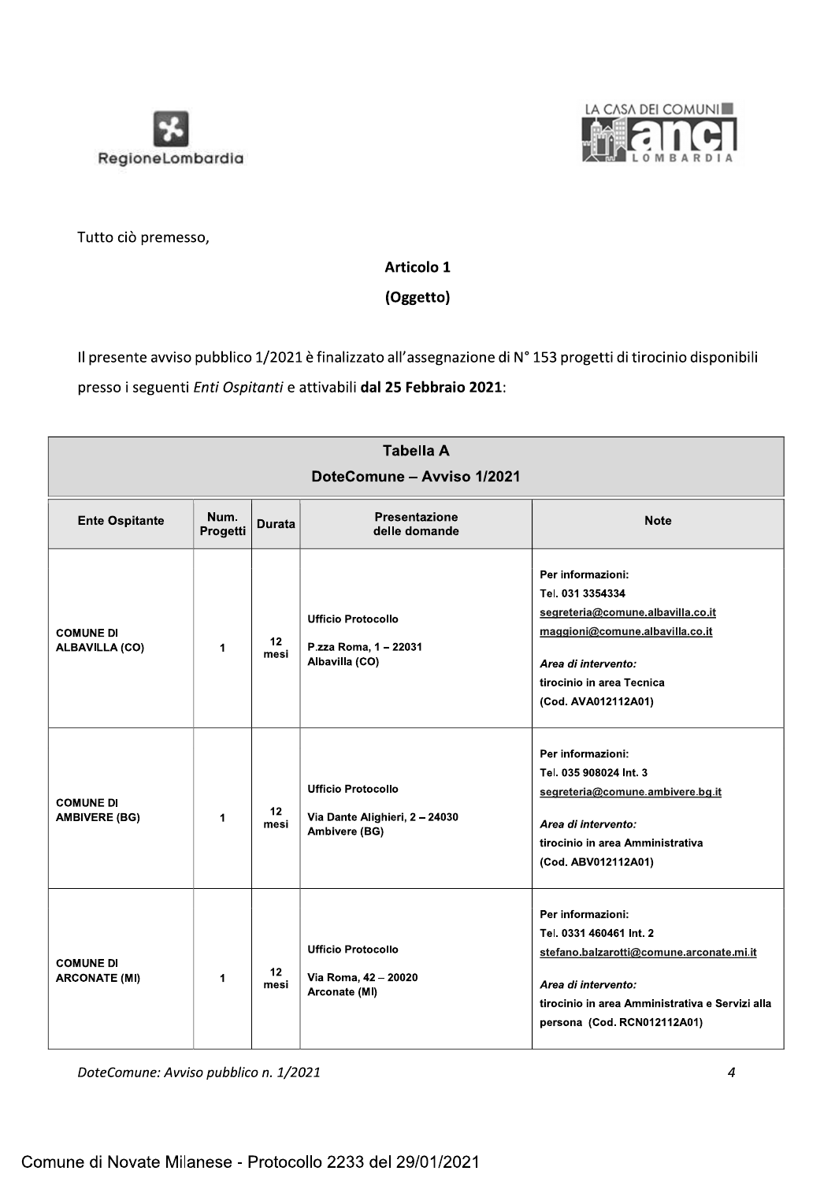Tutto ciò premesso,

**Articolo 1**

**(Oggetto)**

Il presente avviso pubblico 1/2021 è finalizzato all'assegnazione di N° 153 progetti di tirocinio disponibili presso i seguenti *Enti Ospitanti* e attivabili **dal 25 Febbraio 2021**:

| **Tabella A DoteComune – Avviso 1/2021** | | | | |
|---|---|---|---|---|
| **Ente Ospitante** | **Num. Progetti** | **Durata** | **Presentazione delle domande** | **Note** |
| **COMUNE DI ALBAVILLA (CO)** | **1** | **12 mesi** | **Ufficio Protocollo**<br>**P.zza Roma, 1 – 22031 Albavilla (CO)** | **Per informazioni:**<br>**Tel. 031 3354334**<br>**segreteria@comune.albavilla.co.it**<br>**maggioni@comune.albavilla.co.it**<br>***Area di intervento:***<br>**tirocinio in area Tecnica (Cod. AVA012112A01)** |
| **COMUNE DI AMBIVERE (BG)** | **1** | **12 mesi** | **Ufficio Protocollo**<br>**Via Dante Alighieri, 2 – 24030 Ambivere (BG)** | **Per informazioni:**<br>**Tel. 035 908024 Int. 3**<br>**segreteria@comune.ambivere.bg.it**<br>***Area di intervento:***<br>**tirocinio in area Amministrativa (Cod. ABV012112A01)** |
| **COMUNE DI ARCONATE (MI)** | **1** | **12 mesi** | **Ufficio Protocollo**<br>**Via Roma, 42 – 20020 Arconate (MI)** | **Per informazioni:**<br>**Tel. 0331 460461 Int. 2**<br>**stefano.balzarotti@comune.arconate.mi.it**<br>***Area di intervento:***<br>**tirocinio in area Amministrativa e Servizi alla persona (Cod. RCN012112A01)** |

Comune di Novate Milanese - Protocollo 2233 del 29/01/2021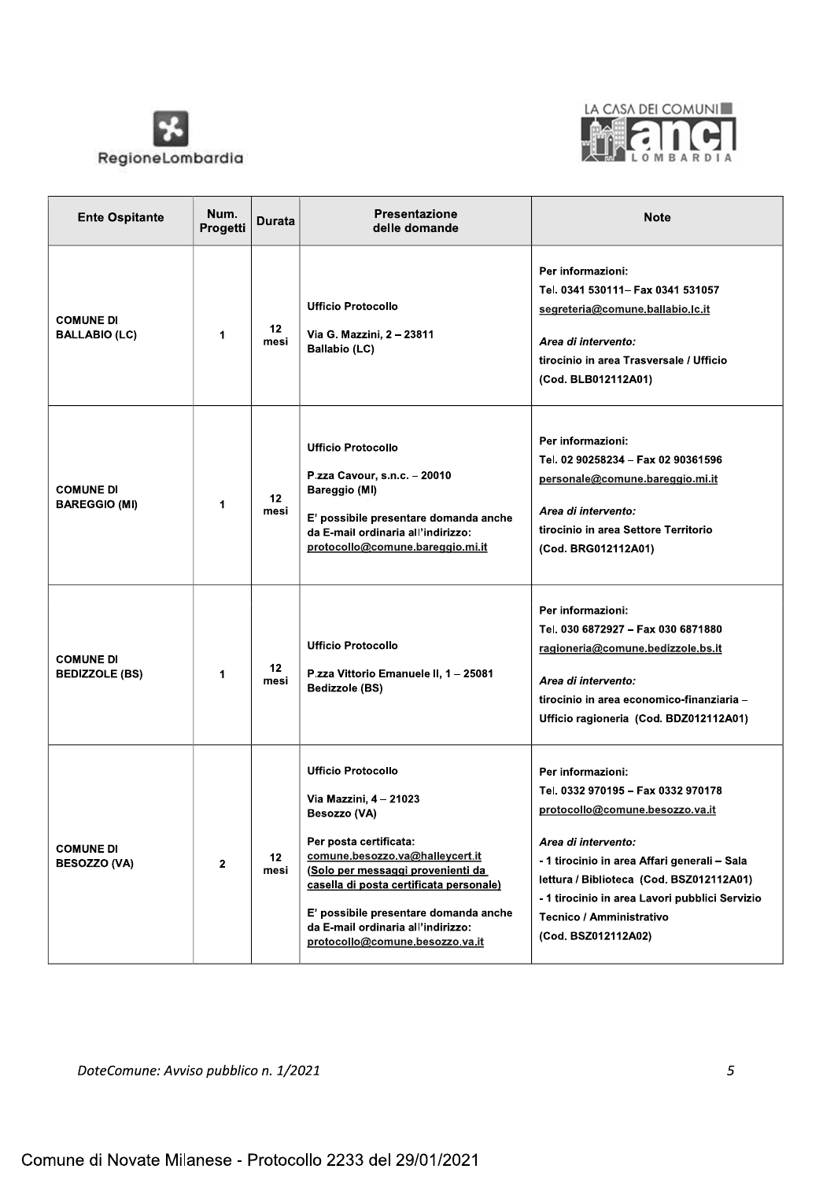| Ente Ospitante | Num. Progetti | Durata | Presentazione delle domande | Note |
|---|---|---|---|---|
| **COMUNE DI BALLABIO (LC)** | 1 | 12 mesi | **Ufficio Protocollo**<br><br>**Via G. Mazzini, 2 – 23811 Ballabio (LC)** | **Per informazioni:**<br>**Tel. 0341 530111– Fax 0341 531057**<br>**segreteria@comune.ballabio.lc.it**<br><br>***Area di intervento:***<br>**tirocinio in area Trasversale / Ufficio (Cod. BLB012112A01)** |
| **COMUNE DI BAREGGIO (MI)** | 1 | 12 mesi | **Ufficio Protocollo**<br><br>**P.zza Cavour, s.n.c. – 20010 Bareggio (MI)**<br><br>**E' possibile presentare domanda anche da E-mail ordinaria all'indirizzo: protocollo@comune.bareggio.mi.it** | **Per informazioni:**<br>**Tel. 02 90258234 – Fax 02 90361596**<br>**personale@comune.bareggio.mi.it**<br><br>***Area di intervento:***<br>**tirocinio in area Settore Territorio (Cod. BRG012112A01)** |
| **COMUNE DI BEDIZZOLE (BS)** | 1 | 12 mesi | **Ufficio Protocollo**<br><br>**P.zza Vittorio Emanuele II, 1 – 25081 Bedizzole (BS)** | **Per informazioni:**<br>**Tel. 030 6872927 – Fax 030 6871880**<br>**ragioneria@comune.bedizzole.bs.it**<br><br>***Area di intervento:***<br>**tirocinio in area economico-finanziaria – Ufficio ragioneria (Cod. BDZ012112A01)** |
| **COMUNE DI BESOZZO (VA)** | 2 | 12 mesi | **Ufficio Protocollo**<br><br>**Via Mazzini, 4 – 21023 Besozzo (VA)**<br><br>**Per posta certificata: comune.besozzo.va@halleycert.it (Solo per messaggi provenienti da casella di posta certificata personale)**<br><br>**E' possibile presentare domanda anche da E-mail ordinaria all'indirizzo: protocollo@comune.besozzo.va.it** | **Per informazioni:**<br>**Tel. 0332 970195 – Fax 0332 970178**<br>**protocollo@comune.besozzo.va.it**<br><br>***Area di intervento:***<br>**- 1 tirocinio in area Affari generali – Sala lettura / Biblioteca (Cod. BSZ012112A01)**<br>**- 1 tirocinio in area Lavori pubblici Servizio Tecnico / Amministrativo (Cod. BSZ012112A02)** |

*DoteComune: Avviso pubblico n. 1/2021*

Comune di Novate Milanese - Protocollo 2233 del 29/01/2021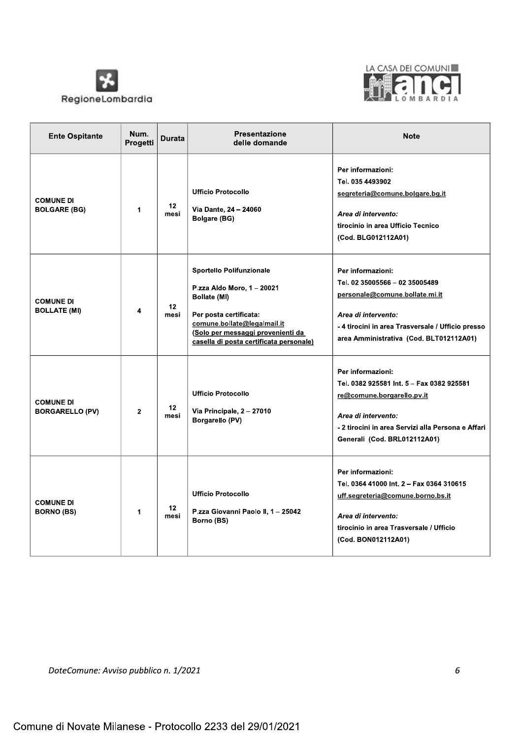| Ente Ospitante | Num. Progetti | Durata | Presentazione delle domande | Note |
|---|---|---|---|---|
| **COMUNE DI BOLGARE (BG)** | 1 | 12 mesi | Ufficio Protocollo<br><br>Via Dante, 24 – 24060 Bolgare (BG) | Per informazioni:<br>Tel. 035 4493902<br>segreteria@comune.bolgare.bg.it<br><br>*Area di intervento:*<br>tirocinio in area Ufficio Tecnico (Cod. BLG012112A01) |
| **COMUNE DI BOLLATE (MI)** | 4 | 12 mesi | Sportello Polifunzionale<br><br>P.zza Aldo Moro, 1 – 20021 Bollate (MI)<br><br>Per posta certificata:<br>comune.bollate@legalmail.it<br>(Solo per messaggi provenienti da casella di posta certificata personale) | Per informazioni:<br>Tel. 02 35005566 – 02 35005489<br>personale@comune.bollate.mi.it<br><br>*Area di intervento:*<br>- 4 tirocini in area Trasversale / Ufficio presso area Amministrativa (Cod. BLT012112A01) |
| **COMUNE DI BORGARELLO (PV)** | 2 | 12 mesi | Ufficio Protocollo<br><br>Via Principale, 2 – 27010 Borgarello (PV) | Per informazioni:<br>Tel. 0382 925581 Int. 5 – Fax 0382 925581<br>re@comune.borgarello.pv.it<br><br>*Area di intervento:*<br>- 2 tirocini in area Servizi alla Persona e Affari Generali (Cod. BRL012112A01) |
| **COMUNE DI BORNO (BS)** | 1 | 12 mesi | Ufficio Protocollo<br><br>P.zza Giovanni Paolo II, 1 – 25042 Borno (BS) | Per informazioni:<br>Tel. 0364 41000 Int. 2 – Fax 0364 310615<br>uff.segreteria@comune.borno.bs.it<br><br>*Area di intervento:*<br>tirocinio in area Trasversale / Ufficio (Cod. BON012112A01) |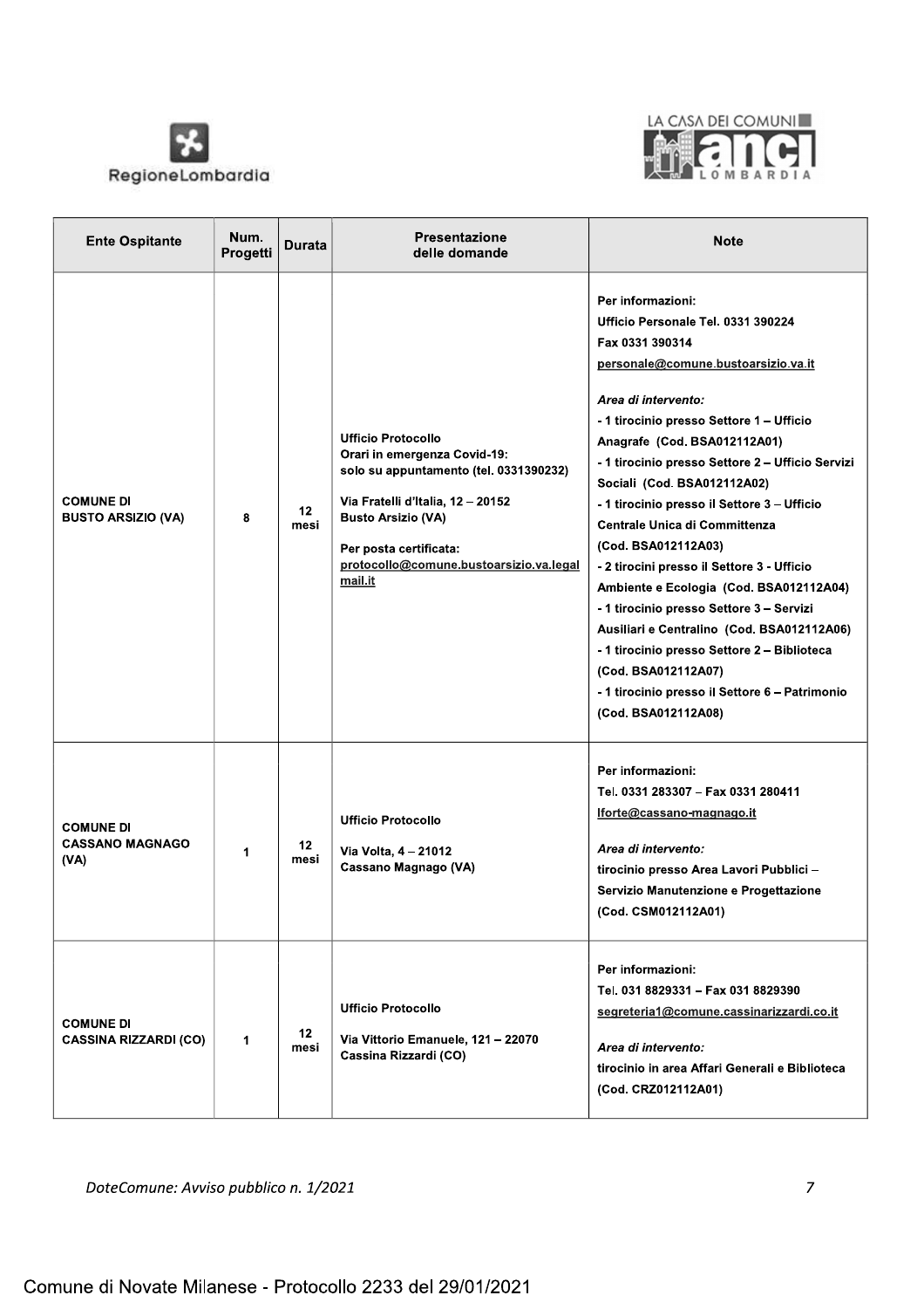| Ente Ospitante | Num. Progetti | Durata | Presentazione delle domande | Note |
|---|---|---|---|---|
| **COMUNE DI BUSTO ARSIZIO (VA)** | 8 | 12 mesi | Ufficio Protocollo<br>Orari in emergenza Covid-19: solo su appuntamento (tel. 0331390232)<br><br>Via Fratelli d'Italia, 12 – 20152 Busto Arsizio (VA)<br><br>Per posta certificata: protocollo@comune.bustoarsizio.va.legalmail.it | Per informazioni:<br>Ufficio Personale Tel. 0331 390224<br>Fax 0331 390314<br>personale@comune.bustoarsizio.va.it<br><br>*Area di intervento:*<br>- 1 tirocinio presso Settore 1 – Ufficio Anagrafe (Cod. BSA012112A01)<br>- 1 tirocinio presso Settore 2 – Ufficio Servizi Sociali (Cod. BSA012112A02)<br>- 1 tirocinio presso il Settore 3 – Ufficio Centrale Unica di Committenza (Cod. BSA012112A03)<br>- 2 tirocini presso il Settore 3 - Ufficio Ambiente e Ecologia (Cod. BSA012112A04)<br>- 1 tirocinio presso Settore 3 – Servizi Ausiliari e Centralino (Cod. BSA012112A06)<br>- 1 tirocinio presso Settore 2 – Biblioteca (Cod. BSA012112A07)<br>- 1 tirocinio presso il Settore 6 – Patrimonio (Cod. BSA012112A08) |
| **COMUNE DI CASSANO MAGNAGO (VA)** | 1 | 12 mesi | Ufficio Protocollo<br><br>Via Volta, 4 – 21012 Cassano Magnago (VA) | Per informazioni:<br>Tel. 0331 283307 – Fax 0331 280411<br>lforte@cassano-magnago.it<br><br>*Area di intervento:*<br>tirocinio presso Area Lavori Pubblici – Servizio Manutenzione e Progettazione (Cod. CSM012112A01) |
| **COMUNE DI CASSINA RIZZARDI (CO)** | 1 | 12 mesi | Ufficio Protocollo<br><br>Via Vittorio Emanuele, 121 – 22070 Cassina Rizzardi (CO) | Per informazioni:<br>Tel. 031 8829331 – Fax 031 8829390<br>segreteria1@comune.cassinarizzardi.co.it<br><br>*Area di intervento:*<br>tirocinio in area Affari Generali e Biblioteca (Cod. CRZ012112A01) |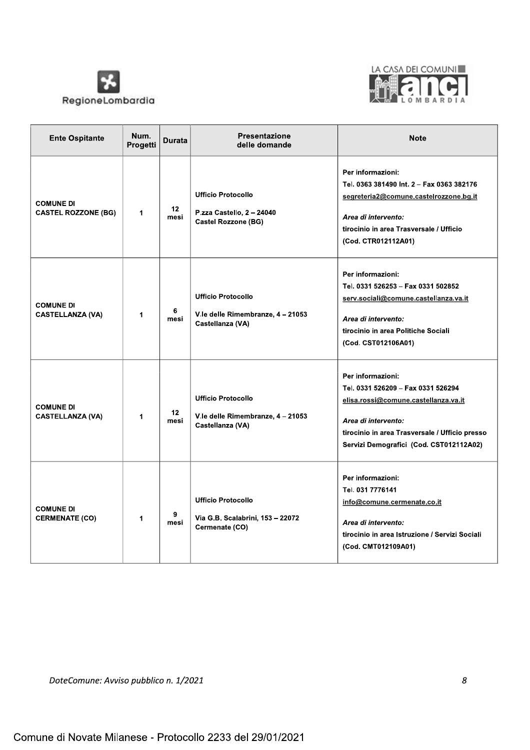| Ente Ospitante | Num. Progetti | Durata | Presentazione delle domande | Note |
| --- | --- | --- | --- | --- |
| **COMUNE DI CASTEL ROZZONE (BG)** | 1 | 12 mesi | **Ufficio Protocollo**<br>P.zza Castello, 2 – 24040 Castel Rozzone (BG) | Per informazioni:<br>Tel. 0363 381490 Int. 2 – Fax 0363 382176<br>segreteria2@comune.castelrozzone.bg.it<br>*Area di intervento:*<br>tirocinio in area Trasversale / Ufficio (Cod. CTR012112A01) |
| **COMUNE DI CASTELLANZA (VA)** | 1 | 6 mesi | **Ufficio Protocollo**<br>V.le delle Rimembranze, 4 – 21053 Castellanza (VA) | Per informazioni:<br>Tel. 0331 526253 – Fax 0331 502852<br>serv.sociali@comune.castellanza.va.it<br>*Area di intervento:*<br>tirocinio in area Politiche Sociali (Cod. CST012106A01) |
| **COMUNE DI CASTELLANZA (VA)** | 1 | 12 mesi | **Ufficio Protocollo**<br>V.le delle Rimembranze, 4 – 21053 Castellanza (VA) | Per informazioni:<br>Tel. 0331 526209 – Fax 0331 526294<br>elisa.rossi@comune.castellanza.va.it<br>*Area di intervento:*<br>tirocinio in area Trasversale / Ufficio presso Servizi Demografici (Cod. CST012112A02) |
| **COMUNE DI CERMENATE (CO)** | 1 | 9 mesi | **Ufficio Protocollo**<br>Via G.B. Scalabrini, 153 – 22072 Cermenate (CO) | Per informazioni:<br>Tel. 031 7776141<br>info@comune.cermenate.co.it<br>*Area di intervento:*<br>tirocinio in area Istruzione / Servizi Sociali (Cod. CMT012109A01) |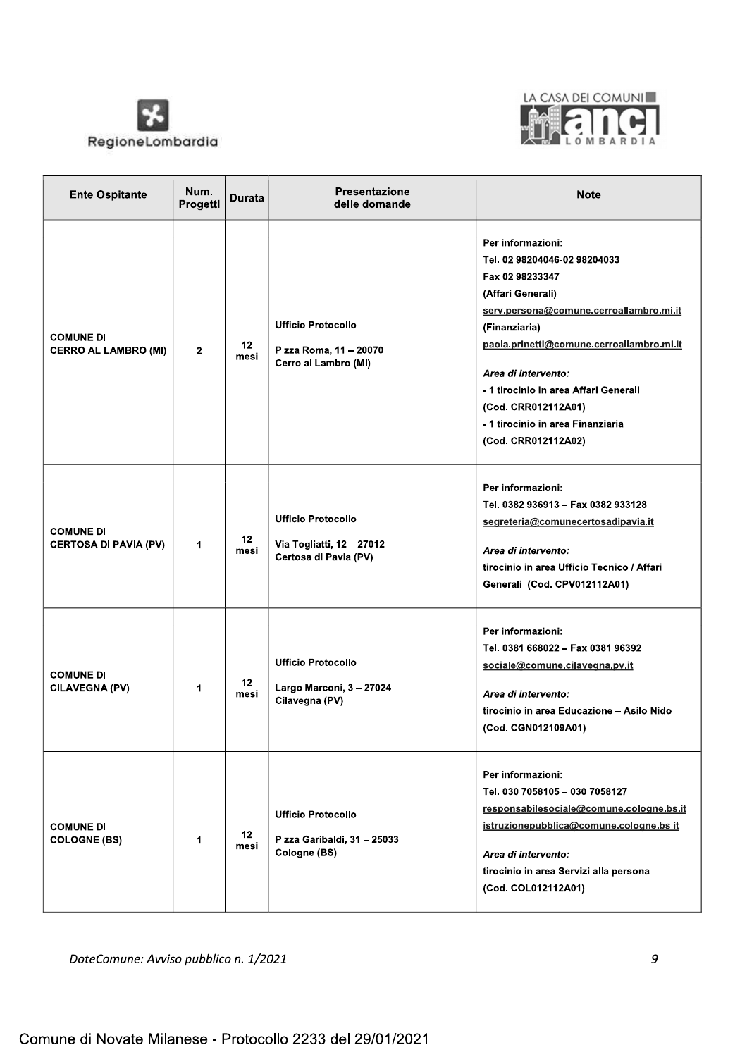| Ente Ospitante | Num. Progetti | Durata | Presentazione delle domande | Note |
| --- | --- | --- | --- | --- |
| **COMUNE DI CERRO AL LAMBRO (MI)** | **2** | **12 mesi** | **Ufficio Protocollo**<br>**P.zza Roma, 11 – 20070 Cerro al Lambro (MI)** | **Per informazioni:**<br>**Tel. 02 98204046-02 98204033**<br>**Fax 02 98233347**<br>**(Affari Generali)**<br>**serv.persona@comune.cerroallambro.mi.it**<br>**(Finanziaria)**<br>**paola.prinetti@comune.cerroallambro.mi.it**<br>***Area di intervento:***<br>**- 1 tirocinio in area Affari Generali (Cod. CRR012112A01)**<br>**- 1 tirocinio in area Finanziaria (Cod. CRR012112A02)** |
| **COMUNE DI CERTOSA DI PAVIA (PV)** | **1** | **12 mesi** | **Ufficio Protocollo**<br>**Via Togliatti, 12 – 27012 Certosa di Pavia (PV)** | **Per informazioni:**<br>**Tel. 0382 936913 – Fax 0382 933128**<br>**segreteria@comunecertosadipavia.it**<br>***Area di intervento:***<br>**tirocinio in area Ufficio Tecnico / Affari Generali (Cod. CPV012112A01)** |
| **COMUNE DI CILAVEGNA (PV)** | **1** | **12 mesi** | **Ufficio Protocollo**<br>**Largo Marconi, 3 – 27024 Cilavegna (PV)** | **Per informazioni:**<br>**Tel. 0381 668022 – Fax 0381 96392**<br>**sociale@comune.cilavegna.pv.it**<br>***Area di intervento:***<br>**tirocinio in area Educazione – Asilo Nido (Cod. CGN012109A01)** |
| **COMUNE DI COLOGNE (BS)** | **1** | **12 mesi** | **Ufficio Protocollo**<br>**P.zza Garibaldi, 31 – 25033 Cologne (BS)** | **Per informazioni:**<br>**Tel. 030 7058105 – 030 7058127**<br>**responsabilesociale@comune.cologne.bs.it**<br>**istruzionepubblica@comune.cologne.bs.it**<br>***Area di intervento:***<br>**tirocinio in area Servizi alla persona (Cod. COL012112A01)** |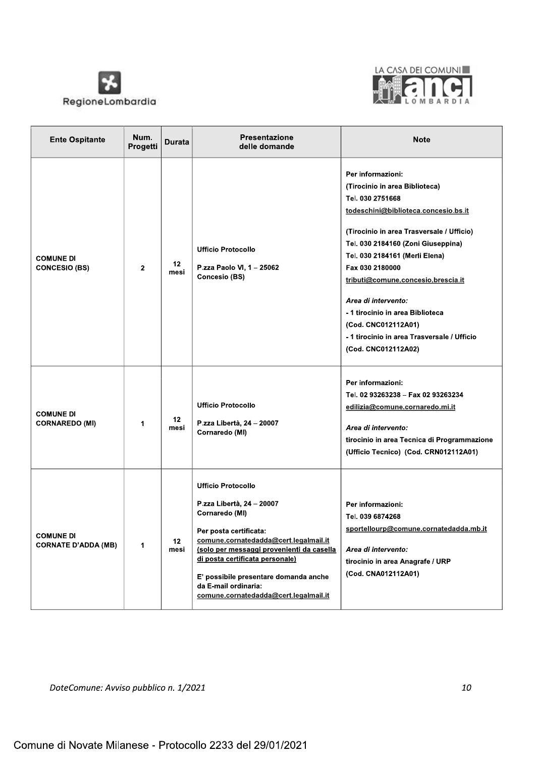| Ente Ospitante | Num. Progetti | Durata | Presentazione delle domande | Note |
|---|---|---|---|---|
| **COMUNE DI CONCESIO (BS)** | **2** | **12 mesi** | **Ufficio Protocollo**<br><br>**P.zza Paolo VI, 1 – 25062 Concesio (BS)** | **Per informazioni:**<br>**(Tirocinio in area Biblioteca)**<br>**Tel. 030 2751668**<br>**todeschini@biblioteca.concesio.bs.it**<br><br>**(Tirocinio in area Trasversale / Ufficio)**<br>**Tel. 030 2184160 (Zoni Giuseppina)**<br>**Tel. 030 2184161 (Merli Elena)**<br>**Fax 030 2180000**<br>**tributi@comune.concesio.brescia.it**<br><br>***Area di intervento:***<br>**- 1 tirocinio in area Biblioteca (Cod. CNC012112A01)**<br>**- 1 tirocinio in area Trasversale / Ufficio (Cod. CNC012112A02)** |
| **COMUNE DI CORNAREDO (MI)** | **1** | **12 mesi** | **Ufficio Protocollo**<br><br>**P.zza Libertà, 24 – 20007 Cornaredo (MI)** | **Per informazioni:**<br>**Tel. 02 93263238 – Fax 02 93263234**<br>**edilizia@comune.cornaredo.mi.it**<br><br>***Area di intervento:***<br>**tirocinio in area Tecnica di Programmazione (Ufficio Tecnico) (Cod. CRN012112A01)** |
| **COMUNE DI CORNATE D'ADDA (MB)** | **1** | **12 mesi** | **Ufficio Protocollo**<br><br>**P.zza Libertà, 24 – 20007 Cornaredo (MI)**<br><br>**Per posta certificata:**<br>**comune.cornatedadda@cert.legalmail.it**<br>**(solo per messaggi provenienti da casella di posta certificata personale)**<br><br>**E' possibile presentare domanda anche da E-mail ordinaria:**<br>**comune.cornatedadda@cert.legalmail.it** | **Per informazioni:**<br>**Tel. 039 6874268**<br>**sportellourp@comune.cornatedadda.mb.it**<br><br>***Area di intervento:***<br>**tirocinio in area Anagrafe / URP (Cod. CNA012112A01)** |

*DoteComune: Avviso pubblico n. 1/2021*

Comune di Novate Milanese - Protocollo 2233 del 29/01/2021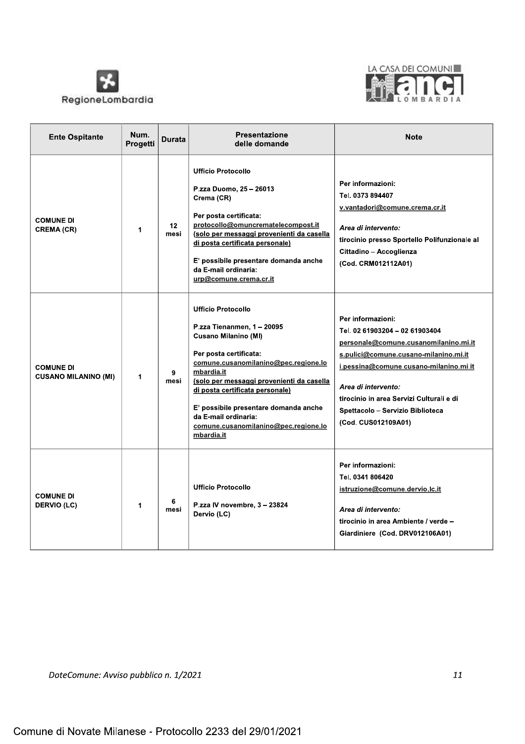| Ente Ospitante | Num. Progetti | Durata | Presentazione delle domande | Note |
|---|---|---|---|---|
| **COMUNE DI CREMA (CR)** | 1 | 12 mesi | **Ufficio Protocollo**<br><br>**P.zza Duomo, 25 – 26013 Crema (CR)**<br><br>**Per posta certificata:** protocollo@omuncrematelecompost.it (solo per messaggi provenienti da casella di posta certificata personale)<br><br>**E' possibile presentare domanda anche da E-mail ordinaria:** urp@comune.crema.cr.it | **Per informazioni:**<br>**Tel. 0373 894407**<br>v.vantadori@comune.crema.cr.it<br><br>***Area di intervento:***<br>**tirocinio presso Sportello Polifunzionale al Cittadino – Accoglienza (Cod. CRM012112A01)** |
| **COMUNE DI CUSANO MILANINO (MI)** | 1 | 9 mesi | **Ufficio Protocollo**<br><br>**P.zza Tienanmen, 1 – 20095 Cusano Milanino (MI)**<br><br>**Per posta certificata:** comune.cusanomilanino@pec.regione.lombardia.it (solo per messaggi provenienti da casella di posta certificata personale)<br><br>**E' possibile presentare domanda anche da E-mail ordinaria:** comune.cusanomilanino@pec.regione.lombardia.it | **Per informazioni:**<br>**Tel. 02 61903204 – 02 61903404**<br>personale@comune.cusanomilanino.mi.it<br>s.pulici@comune.cusano-milanino.mi.it<br>i.pessina@comune.cusano-milanino.mi.it<br><br>***Area di intervento:***<br>**tirocinio in area Servizi Culturali e di Spettacolo – Servizio Biblioteca (Cod. CUS012109A01)** |
| **COMUNE DI DERVIO (LC)** | 1 | 6 mesi | **Ufficio Protocollo**<br><br>**P.zza IV novembre, 3 – 23824 Dervio (LC)** | **Per informazioni:**<br>**Tel. 0341 806420**<br>istruzione@comune.dervio.lc.it<br><br>***Area di intervento:***<br>**tirocinio in area Ambiente / verde – Giardiniere (Cod. DRV012106A01)** |

Comune di Novate Milanese - Protocollo 2233 del 29/01/2021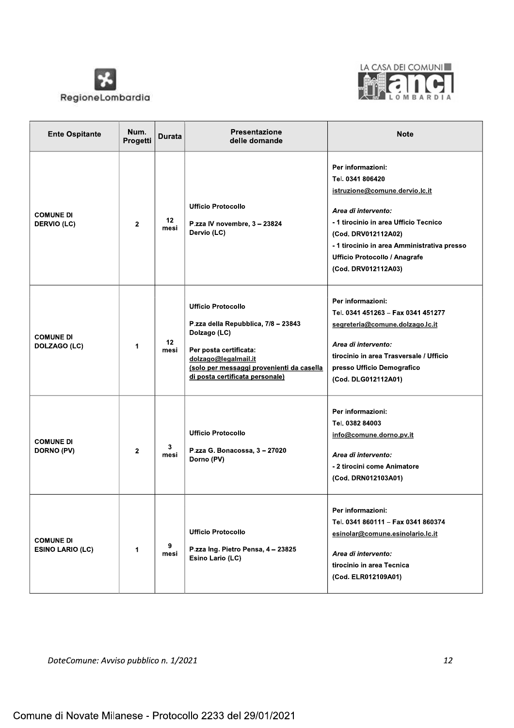| Ente Ospitante | Num. Progetti | Durata | Presentazione delle domande | Note |
|---|---|---|---|---|
| **COMUNE DI DERVIO (LC)** | 2 | 12 mesi | Ufficio Protocollo<br>P.zza IV novembre, 3 – 23824 Dervio (LC) | Per informazioni:<br>Tel. 0341 806420<br>istruzione@comune.dervio.lc.it<br>*Area di intervento:*<br>- 1 tirocinio in area Ufficio Tecnico (Cod. DRV012112A02)<br>- 1 tirocinio in area Amministrativa presso Ufficio Protocollo / Anagrafe (Cod. DRV012112A03) |
| **COMUNE DI DOLZAGO (LC)** | 1 | 12 mesi | Ufficio Protocollo<br>P.zza della Repubblica, 7/8 – 23843 Dolzago (LC)<br>Per posta certificata:<br>dolzago@legalmail.it<br>(solo per messaggi provenienti da casella di posta certificata personale) | Per informazioni:<br>Tel. 0341 451263 – Fax 0341 451277<br>segreteria@comune.dolzago.lc.it<br>*Area di intervento:*<br>tirocinio in area Trasversale / Ufficio presso Ufficio Demografico (Cod. DLG012112A01) |
| **COMUNE DI DORNO (PV)** | 2 | 3 mesi | Ufficio Protocollo<br>P.zza G. Bonacossa, 3 – 27020 Dorno (PV) | Per informazioni:<br>Tel. 0382 84003<br>info@comune.dorno.pv.it<br>*Area di intervento:*<br>- 2 tirocini come Animatore (Cod. DRN012103A01) |
| **COMUNE DI ESINO LARIO (LC)** | 1 | 9 mesi | Ufficio Protocollo<br>P.zza Ing. Pietro Pensa, 4 – 23825 Esino Lario (LC) | Per informazioni:<br>Tel. 0341 860111 – Fax 0341 860374<br>esinolar@comune.esinolario.lc.it<br>*Area di intervento:*<br>tirocinio in area Tecnica (Cod. ELR012109A01) |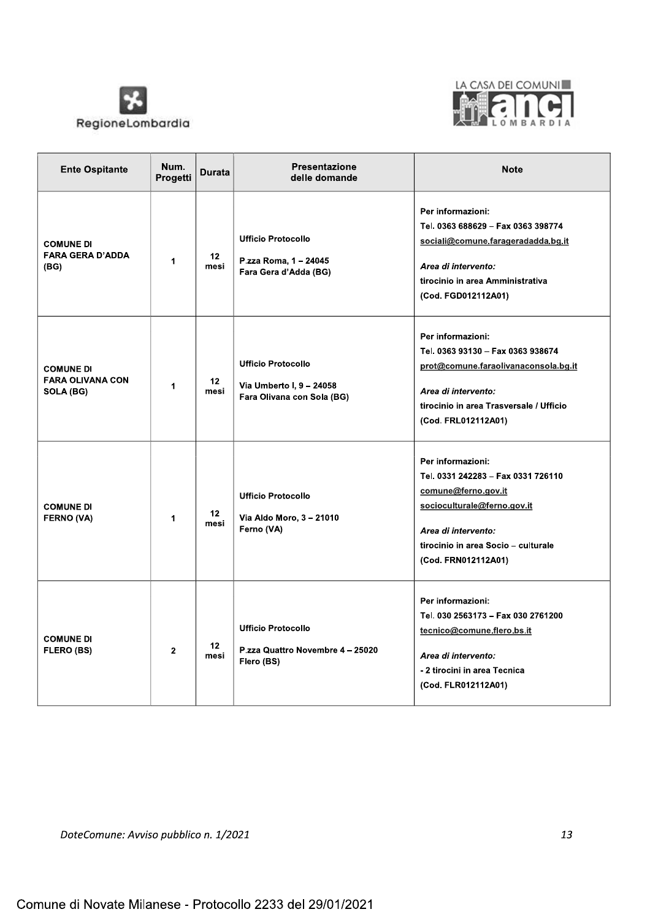| Ente Ospitante | Num. Progetti | Durata | Presentazione delle domande | Note |
|---|---|---|---|---|
| **COMUNE DI FARA GERA D'ADDA (BG)** | 1 | 12 mesi | Ufficio Protocollo<br>P.zza Roma, 1 – 24045 Fara Gera d'Adda (BG) | Per informazioni:<br>Tel. 0363 688629 – Fax 0363 398774<br>sociali@comune.farageradadda.bg.it<br>*Area di intervento:*<br>tirocinio in area Amministrativa<br>(Cod. FGD012112A01) |
| **COMUNE DI FARA OLIVANA CON SOLA (BG)** | 1 | 12 mesi | Ufficio Protocollo<br>Via Umberto I, 9 – 24058 Fara Olivana con Sola (BG) | Per informazioni:<br>Tel. 0363 93130 – Fax 0363 938674<br>prot@comune.faraolivanaconsola.bg.it<br>*Area di intervento:*<br>tirocinio in area Trasversale / Ufficio<br>(Cod. FRL012112A01) |
| **COMUNE DI FERNO (VA)** | 1 | 12 mesi | Ufficio Protocollo<br>Via Aldo Moro, 3 – 21010 Ferno (VA) | Per informazioni:<br>Tel. 0331 242283 – Fax 0331 726110<br>comune@ferno.gov.it<br>socioculturale@ferno.gov.it<br>*Area di intervento:*<br>tirocinio in area Socio – culturale<br>(Cod. FRN012112A01) |
| **COMUNE DI FLERO (BS)** | 2 | 12 mesi | Ufficio Protocollo<br>P.zza Quattro Novembre 4 – 25020 Flero (BS) | Per informazioni:<br>Tel. 030 2563173 – Fax 030 2761200<br>tecnico@comune.flero.bs.it<br>*Area di intervento:*<br>- 2 tirocini in area Tecnica<br>(Cod. FLR012112A01) |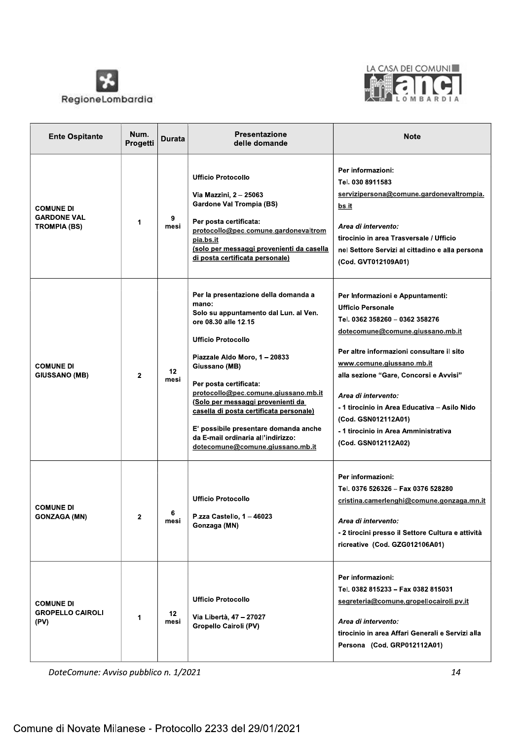| Ente Ospitante | Num. Progetti | Durata | Presentazione delle domande | Note |
|---|---|---|---|---|
| **COMUNE DI GARDONE VAL TROMPIA (BS)** | 1 | 9 mesi | Ufficio Protocollo<br><br>Via Mazzini, 2 – 25063<br>Gardone Val Trompia (BS)<br><br>Per posta certificata:<br>protocollo@pec.comune.gardonevaltrompia.bs.it<br>(solo per messaggi provenienti da casella di posta certificata personale) | Per informazioni:<br>Tel. 030 8911583<br>servizipersona@comune.gardonevaltrompia.bs.it<br><br>*Area di intervento:*<br>tirocinio in area Trasversale / Ufficio nel Settore Servizi al cittadino e alla persona (Cod. GVT012109A01) |
| **COMUNE DI GIUSSANO (MB)** | 2 | 12 mesi | Per la presentazione della domanda a mano:<br>Solo su appuntamento dal Lun. al Ven. ore 08.30 alle 12.15<br><br>Ufficio Protocollo<br><br>Piazzale Aldo Moro, 1 – 20833<br>Giussano (MB)<br><br>Per posta certificata:<br>protocollo@pec.comune.giussano.mb.it<br>(Solo per messaggi provenienti da casella di posta certificata personale)<br><br>E' possibile presentare domanda anche da E-mail ordinaria all'indirizzo:<br>dotecomune@comune.giussano.mb.it | Per Informazioni e Appuntamenti:<br>Ufficio Personale<br>Tel. 0362 358260 – 0362 358276<br>dotecomune@comune.giussano.mb.it<br><br>Per altre informazioni consultare il sito www.comune.giussano.mb.it alla sezione "Gare, Concorsi e Avvisi"<br><br>*Area di intervento:*<br>- 1 tirocinio in Area Educativa – Asilo Nido (Cod. GSN012112A01)<br>- 1 tirocinio in Area Amministrativa (Cod. GSN012112A02) |
| **COMUNE DI GONZAGA (MN)** | 2 | 6 mesi | Ufficio Protocollo<br><br>P.zza Castello, 1 – 46023<br>Gonzaga (MN) | Per informazioni:<br>Tel. 0376 526326 – Fax 0376 528280<br>cristina.camerlenghi@comune.gonzaga.mn.it<br><br>*Area di intervento:*<br>- 2 tirocini presso il Settore Cultura e attività ricreative (Cod. GZG012106A01) |
| **COMUNE DI GROPELLO CAIROLI (PV)** | 1 | 12 mesi | Ufficio Protocollo<br><br>Via Libertà, 47 – 27027<br>Gropello Cairoli (PV) | Per informazioni:<br>Tel. 0382 815233 – Fax 0382 815031<br>segreteria@comune.gropellocairoli.pv.it<br><br>*Area di intervento:*<br>tirocinio in area Affari Generali e Servizi alla Persona (Cod. GRP012112A01) |

DoteComune: Avviso pubblico n. 1/2021

Comune di Novate Milanese - Protocollo 2233 del 29/01/2021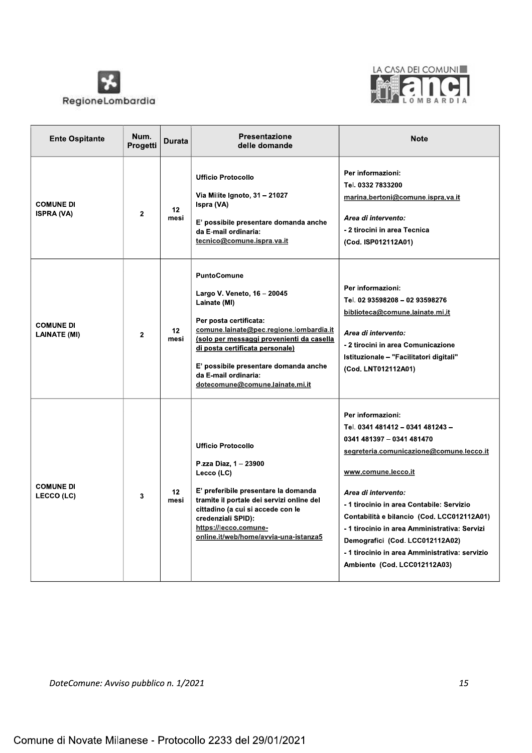| Ente Ospitante | Num. Progetti | Durata | Presentazione delle domande | Note |
|---|---|---|---|---|
| **COMUNE DI ISPRA (VA)** | 2 | 12 mesi | Ufficio Protocollo<br><br>Via Milite Ignoto, 31 – 21027 Ispra (VA)<br><br>E' possibile presentare domanda anche da E-mail ordinaria: tecnico@comune.ispra.va.it | Per informazioni:<br>Tel. 0332 7833200<br>marina.bertoni@comune.ispra.va.it<br><br>*Area di intervento:*<br>- 2 tirocini in area Tecnica<br>(Cod. ISP012112A01) |
| **COMUNE DI LAINATE (MI)** | 2 | 12 mesi | PuntoComune<br><br>Largo V. Veneto, 16 – 20045 Lainate (MI)<br><br>Per posta certificata: comune.lainate@pec.regione.lombardia.it (solo per messaggi provenienti da casella di posta certificata personale)<br><br>E' possibile presentare domanda anche da E-mail ordinaria: dotecomune@comune.lainate.mi.it | Per informazioni:<br>Tel. 02 93598208 – 02 93598276<br>biblioteca@comune.lainate.mi.it<br><br>*Area di intervento:*<br>- 2 tirocini in area Comunicazione Istituzionale – "Facilitatori digitali"<br>(Cod. LNT012112A01) |
| **COMUNE DI LECCO (LC)** | 3 | 12 mesi | Ufficio Protocollo<br><br>P.zza Diaz, 1 – 23900 Lecco (LC)<br><br>E' preferibile presentare la domanda tramite il portale dei servizi online del cittadino (a cui si accede con le credenziali SPID): https://lecco.comune-online.it/web/home/avvia-una-istanza5 | Per informazioni:<br>Tel. 0341 481412 – 0341 481243 – 0341 481397 – 0341 481470<br>segreteria.comunicazione@comune.lecco.it<br><br>www.comune.lecco.it<br><br>*Area di intervento:*<br>- 1 tirocinio in area Contabile: Servizio Contabilità e bilancio (Cod. LCC012112A01)<br>- 1 tirocinio in area Amministrativa: Servizi Demografici (Cod. LCC012112A02)<br>- 1 tirocinio in area Amministrativa: servizio Ambiente (Cod. LCC012112A03) |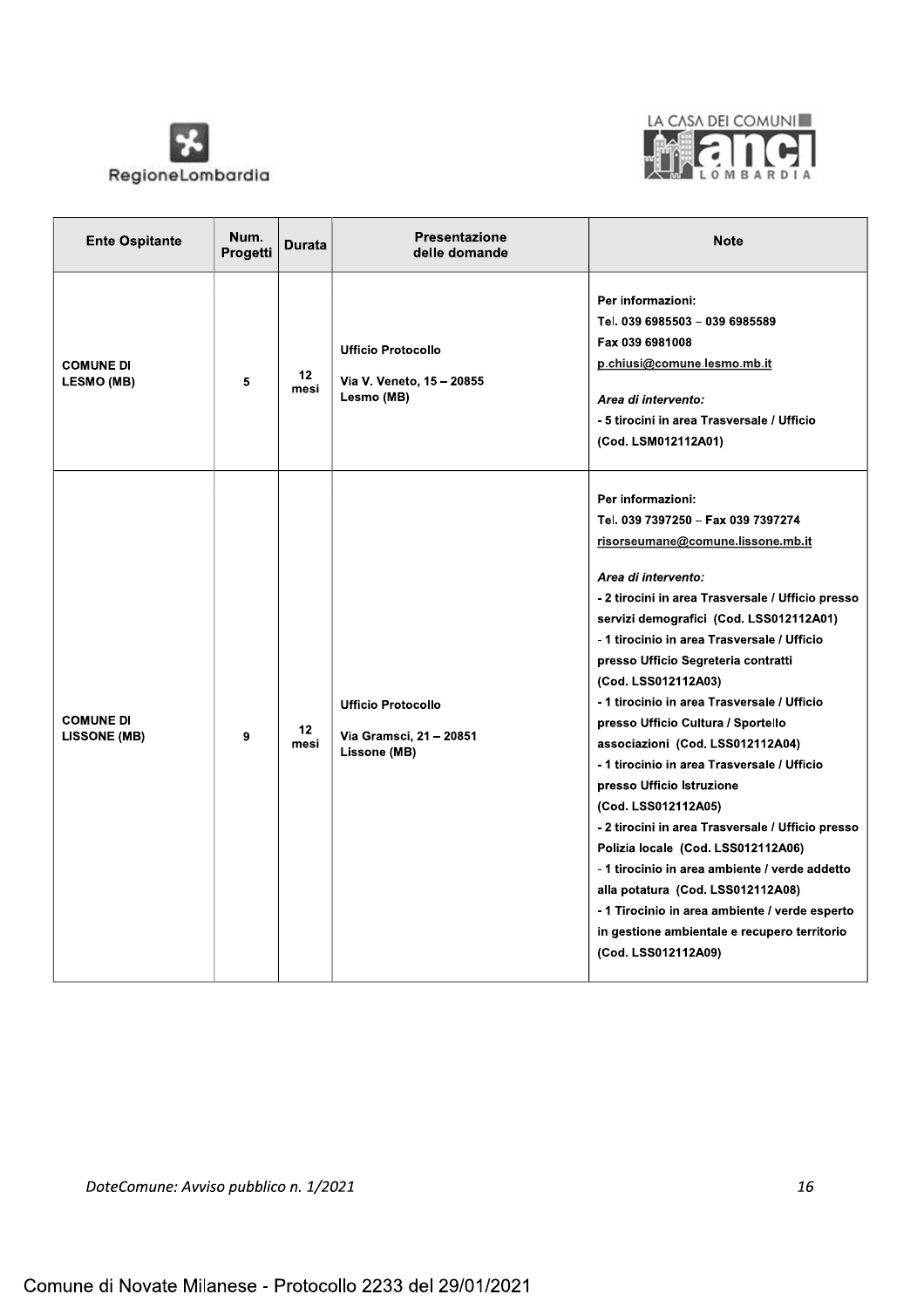| Ente Ospitante | Num. Progetti | Durata | Presentazione delle domande | Note |
|---|---|---|---|---|
| **COMUNE DI LESMO (MB)** | **5** | **12 mesi** | **Ufficio Protocollo**<br><br>**Via V. Veneto, 15 – 20855 Lesmo (MB)** | **Per informazioni:**<br>**Tel. 039 6985503 – 039 6985589**<br>**Fax 039 6981008**<br>**p.chiusi@comune.lesmo.mb.it**<br><br>***Area di intervento:***<br>**- 5 tirocini in area Trasversale / Ufficio (Cod. LSM012112A01)** |
| **COMUNE DI LISSONE (MB)** | **9** | **12 mesi** | **Ufficio Protocollo**<br><br>**Via Gramsci, 21 – 20851 Lissone (MB)** | **Per informazioni:**<br>**Tel. 039 7397250 – Fax 039 7397274**<br>**risorseumane@comune.lissone.mb.it**<br><br>***Area di intervento:***<br>**- 2 tirocini in area Trasversale / Ufficio presso servizi demografici (Cod. LSS012112A01)**<br>**- 1 tirocinio in area Trasversale / Ufficio presso Ufficio Segreteria contratti (Cod. LSS012112A03)**<br>**- 1 tirocinio in area Trasversale / Ufficio presso Ufficio Cultura / Sportello associazioni (Cod. LSS012112A04)**<br>**- 1 tirocinio in area Trasversale / Ufficio presso Ufficio Istruzione (Cod. LSS012112A05)**<br>**- 2 tirocini in area Trasversale / Ufficio presso Polizia locale (Cod. LSS012112A06)**<br>**- 1 tirocinio in area ambiente / verde addetto alla potatura (Cod. LSS012112A08)**<br>**- 1 Tirocinio in area ambiente / verde esperto in gestione ambientale e recupero territorio (Cod. LSS012112A09)** |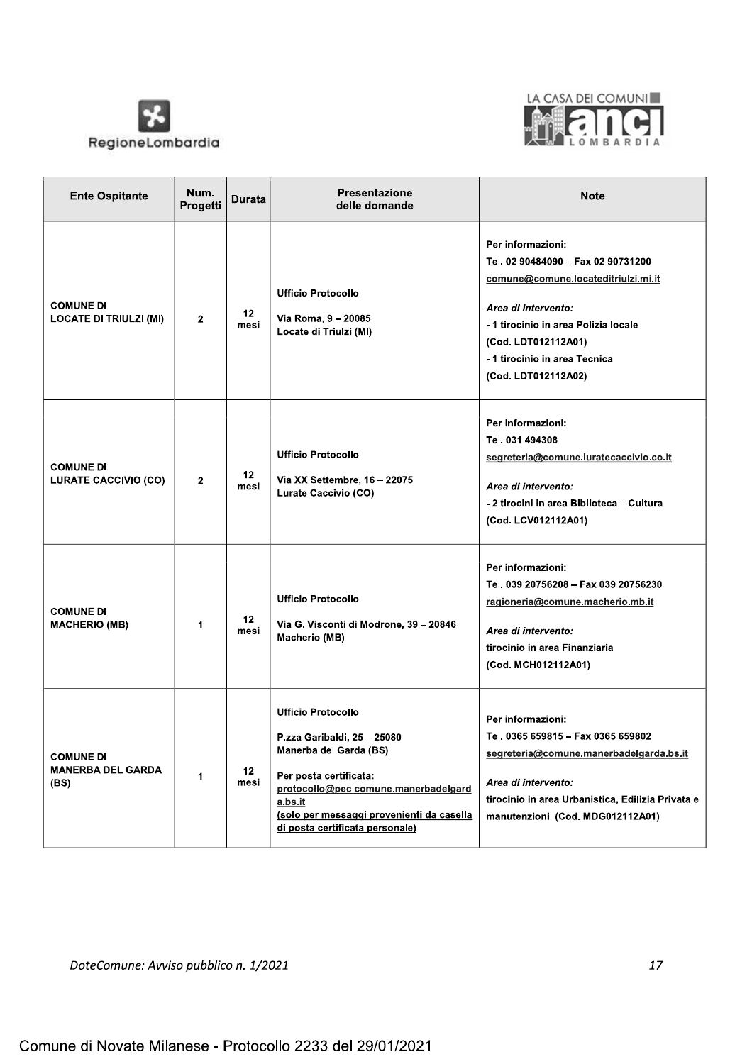| Ente Ospitante | Num. Progetti | Durata | Presentazione delle domande | Note |
|---|---|---|---|---|
| **COMUNE DI LOCATE DI TRIULZI (MI)** | 2 | 12 mesi | Ufficio Protocollo<br><br>Via Roma, 9 – 20085<br>Locate di Triulzi (MI) | Per informazioni:<br>Tel. 02 90484090 – Fax 02 90731200<br>comune@comune.locateditriulzi.mi.it<br><br>*Area di intervento:*<br>- 1 tirocinio in area Polizia locale<br>(Cod. LDT012112A01)<br>- 1 tirocinio in area Tecnica<br>(Cod. LDT012112A02) |
| **COMUNE DI LURATE CACCIVIO (CO)** | 2 | 12 mesi | Ufficio Protocollo<br><br>Via XX Settembre, 16 – 22075<br>Lurate Caccivio (CO) | Per informazioni:<br>Tel. 031 494308<br>segreteria@comune.luratecaccivio.co.it<br><br>*Area di intervento:*<br>- 2 tirocini in area Biblioteca – Cultura<br>(Cod. LCV012112A01) |
| **COMUNE DI MACHERIO (MB)** | 1 | 12 mesi | Ufficio Protocollo<br><br>Via G. Visconti di Modrone, 39 – 20846<br>Macherio (MB) | Per informazioni:<br>Tel. 039 20756208 – Fax 039 20756230<br>ragioneria@comune.macherio.mb.it<br><br>*Area di intervento:*<br>tirocinio in area Finanziaria<br>(Cod. MCH012112A01) |
| **COMUNE DI MANERBA DEL GARDA (BS)** | 1 | 12 mesi | Ufficio Protocollo<br><br>P.zza Garibaldi, 25 – 25080<br>Manerba del Garda (BS)<br><br>Per posta certificata:<br>protocollo@pec.comune.manerbadelgarda.bs.it<br>(solo per messaggi provenienti da casella di posta certificata personale) | Per informazioni:<br>Tel. 0365 659815 – Fax 0365 659802<br>segreteria@comune.manerbadelgarda.bs.it<br><br>*Area di intervento:*<br>tirocinio in area Urbanistica, Edilizia Privata e manutenzioni (Cod. MDG012112A01) |

*DoteComune: Avviso pubblico n. 1/2021*

Comune di Novate Milanese - Protocollo 2233 del 29/01/2021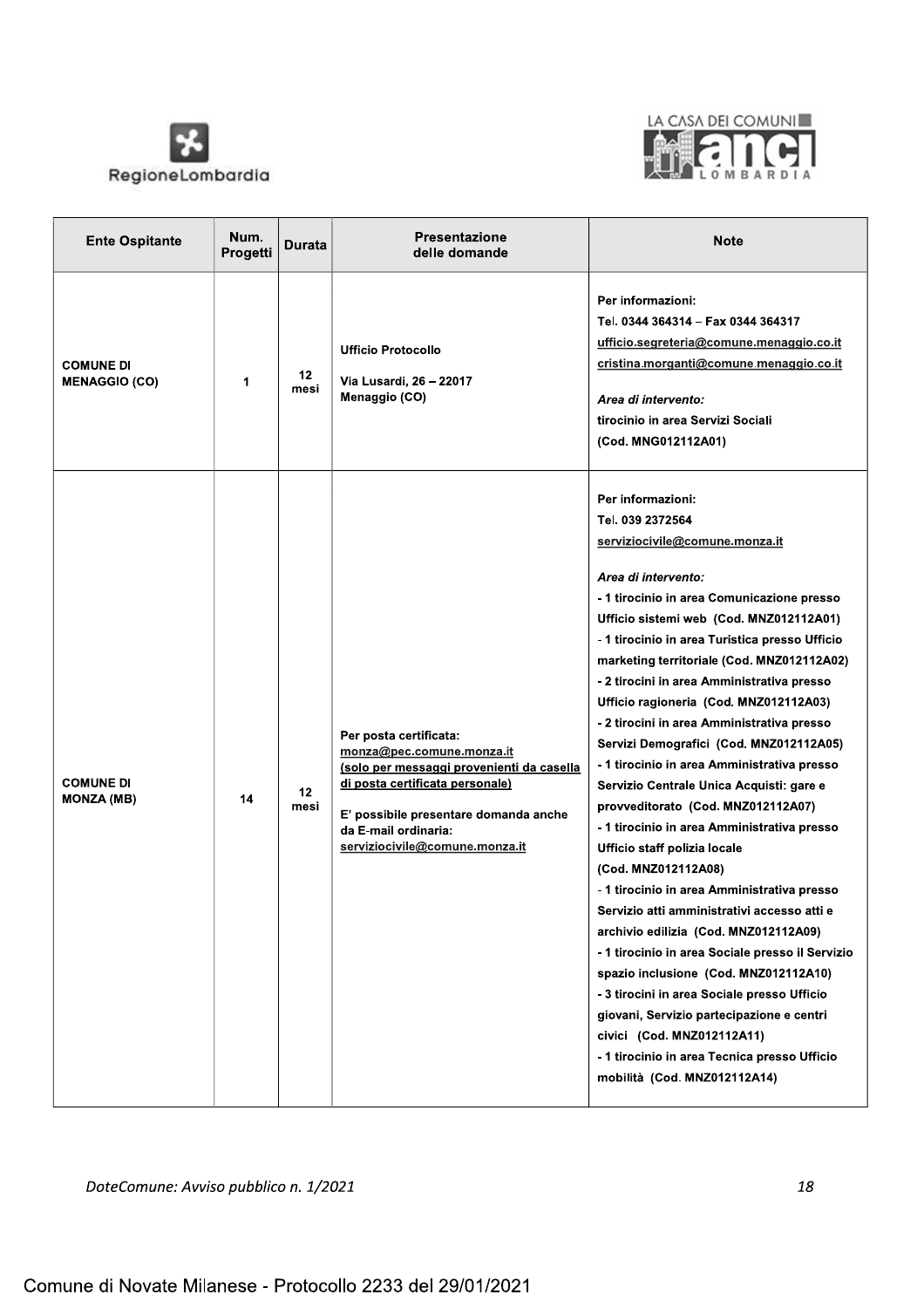| Ente Ospitante | Num. Progetti | Durata | Presentazione delle domande | Note |
|---|---|---|---|---|
| **COMUNE DI MENAGGIO (CO)** | 1 | 12 mesi | Ufficio Protocollo<br><br>Via Lusardi, 26 – 22017 Menaggio (CO) | Per informazioni:<br>Tel. 0344 364314 – Fax 0344 364317<br>ufficio.segreteria@comune.menaggio.co.it<br>cristina.morganti@comune.menaggio.co.it<br><br>*Area di intervento:*<br>tirocinio in area Servizi Sociali<br>(Cod. MNG012112A01) |
| **COMUNE DI MONZA (MB)** | 14 | 12 mesi | Per posta certificata:<br>monza@pec.comune.monza.it<br>(solo per messaggi provenienti da casella di posta certificata personale)<br><br>E' possibile presentare domanda anche da E-mail ordinaria:<br>serviziocivile@comune.monza.it | Per informazioni:<br>Tel. 039 2372564<br>serviziocivile@comune.monza.it<br><br>*Area di intervento:*<br>- 1 tirocinio in area Comunicazione presso Ufficio sistemi web (Cod. MNZ012112A01)<br>- 1 tirocinio in area Turistica presso Ufficio marketing territoriale (Cod. MNZ012112A02)<br>- 2 tirocini in area Amministrativa presso Ufficio ragioneria (Cod. MNZ012112A03)<br>- 2 tirocini in area Amministrativa presso Servizi Demografici (Cod. MNZ012112A05)<br>- 1 tirocinio in area Amministrativa presso Servizio Centrale Unica Acquisti: gare e provveditorato (Cod. MNZ012112A07)<br>- 1 tirocinio in area Amministrativa presso Ufficio staff polizia locale (Cod. MNZ012112A08)<br>- 1 tirocinio in area Amministrativa presso Servizio atti amministrativi accesso atti e archivio edilizia (Cod. MNZ012112A09)<br>- 1 tirocinio in area Sociale presso il Servizio spazio inclusione (Cod. MNZ012112A10)<br>- 3 tirocini in area Sociale presso Ufficio giovani, Servizio partecipazione e centri civici (Cod. MNZ012112A11)<br>- 1 tirocinio in area Tecnica presso Ufficio mobilità (Cod. MNZ012112A14) |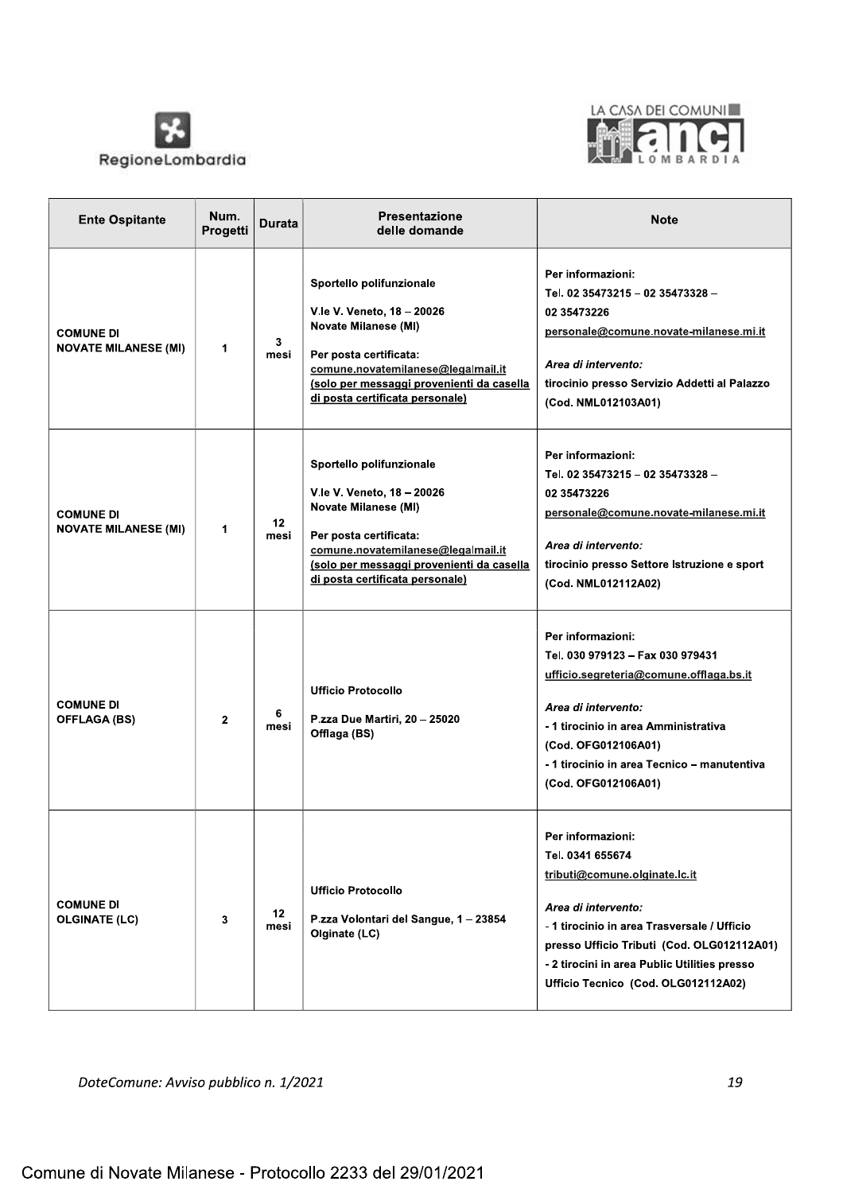| Ente Ospitante | Num. Progetti | Durata | Presentazione delle domande | Note |
|---|---|---|---|---|
| **COMUNE DI NOVATE MILANESE (MI)** | 1 | 3 mesi | Sportello polifunzionale<br><br>V.le V. Veneto, 18 – 20026 Novate Milanese (MI)<br><br>Per posta certificata: comune.novatemilanese@legalmail.it (solo per messaggi provenienti da casella di posta certificata personale) | Per informazioni:<br>Tel. 02 35473215 – 02 35473328 – 02 35473226<br>personale@comune.novate-milanese.mi.it<br><br>*Area di intervento:*<br>tirocinio presso Servizio Addetti al Palazzo (Cod. NML012103A01) |
| **COMUNE DI NOVATE MILANESE (MI)** | 1 | 12 mesi | Sportello polifunzionale<br><br>V.le V. Veneto, 18 – 20026 Novate Milanese (MI)<br><br>Per posta certificata: comune.novatemilanese@legalmail.it (solo per messaggi provenienti da casella di posta certificata personale) | Per informazioni:<br>Tel. 02 35473215 – 02 35473328 – 02 35473226<br>personale@comune.novate-milanese.mi.it<br><br>*Area di intervento:*<br>tirocinio presso Settore Istruzione e sport (Cod. NML012112A02) |
| **COMUNE DI OFFLAGA (BS)** | 2 | 6 mesi | Ufficio Protocollo<br><br>P.zza Due Martiri, 20 – 25020 Offlaga (BS) | Per informazioni:<br>Tel. 030 979123 – Fax 030 979431<br>ufficio.segreteria@comune.offlaga.bs.it<br><br>*Area di intervento:*<br>- 1 tirocinio in area Amministrativa (Cod. OFG012106A01)<br>- 1 tirocinio in area Tecnico – manutentiva (Cod. OFG012106A01) |
| **COMUNE DI OLGINATE (LC)** | 3 | 12 mesi | Ufficio Protocollo<br><br>P.zza Volontari del Sangue, 1 – 23854 Olginate (LC) | Per informazioni:<br>Tel. 0341 655674<br>tributi@comune.olginate.lc.it<br><br>*Area di intervento:*<br>- 1 tirocinio in area Trasversale / Ufficio presso Ufficio Tributi (Cod. OLG012112A01)<br>- 2 tirocini in area Public Utilities presso Ufficio Tecnico (Cod. OLG012112A02) |

*DoteComune: Avviso pubblico n. 1/2021*

Comune di Novate Milanese - Protocollo 2233 del 29/01/2021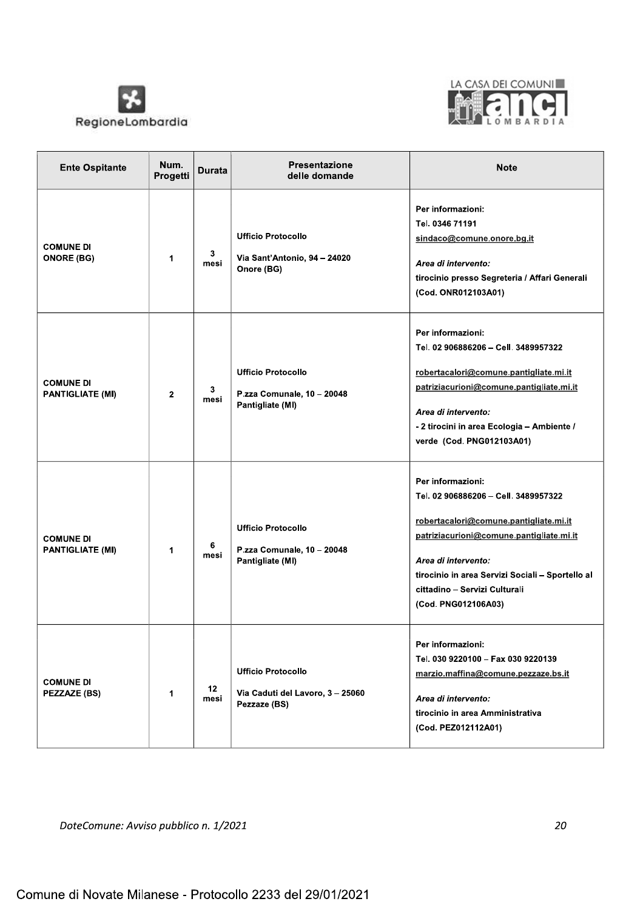| Ente Ospitante | Num. Progetti | Durata | Presentazione delle domande | Note |
|---|---|---|---|---|
| **COMUNE DI ONORE (BG)** | 1 | 3 mesi | Ufficio Protocollo<br>Via Sant'Antonio, 94 – 24020 Onore (BG) | Per informazioni:<br>Tel. 0346 71191<br>sindaco@comune.onore.bg.it<br>*Area di intervento:*<br>tirocinio presso Segreteria / Affari Generali (Cod. ONR012103A01) |
| **COMUNE DI PANTIGLIATE (MI)** | 2 | 3 mesi | Ufficio Protocollo<br>P.zza Comunale, 10 – 20048 Pantigliate (MI) | Per informazioni:<br>Tel. 02 906886206 – Cell. 3489957322<br>robertacalori@comune.pantigliate.mi.it<br>patriziacurioni@comune.pantigliate.mi.it<br>*Area di intervento:*<br>- 2 tirocini in area Ecologia – Ambiente / verde (Cod. PNG012103A01) |
| **COMUNE DI PANTIGLIATE (MI)** | 1 | 6 mesi | Ufficio Protocollo<br>P.zza Comunale, 10 – 20048 Pantigliate (MI) | Per informazioni:<br>Tel. 02 906886206 – Cell. 3489957322<br>robertacalori@comune.pantigliate.mi.it<br>patriziacurioni@comune.pantigliate.mi.it<br>*Area di intervento:*<br>tirocinio in area Servizi Sociali – Sportello al cittadino – Servizi Culturali (Cod. PNG012106A03) |
| **COMUNE DI PEZZAZE (BS)** | 1 | 12 mesi | Ufficio Protocollo<br>Via Caduti del Lavoro, 3 – 25060 Pezzaze (BS) | Per informazioni:<br>Tel. 030 9220100 – Fax 030 9220139<br>marzio.maffina@comune.pezzaze.bs.it<br>*Area di intervento:*<br>tirocinio in area Amministrativa (Cod. PEZ012112A01) |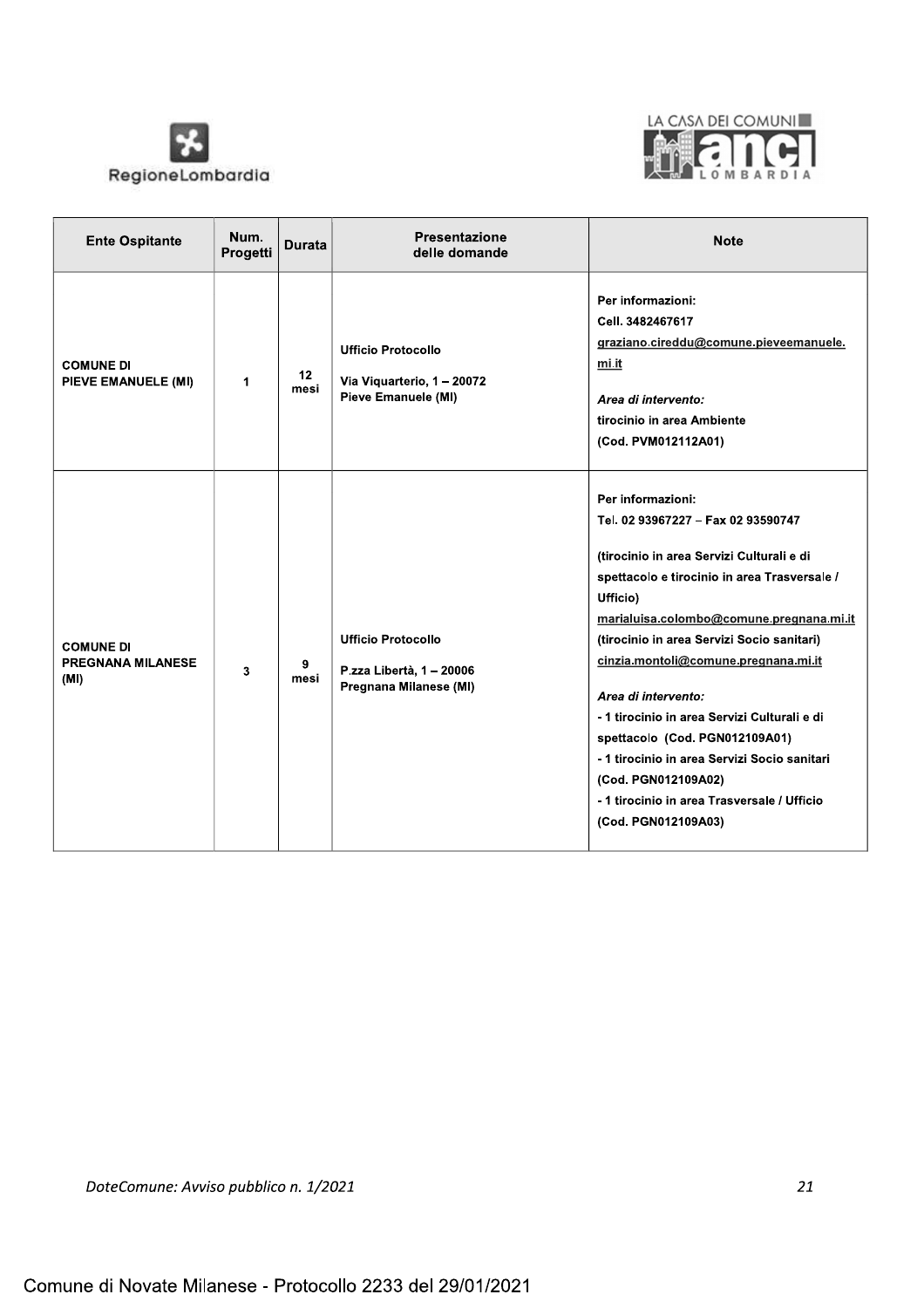| Ente Ospitante | Num. Progetti | Durata | Presentazione delle domande | Note |
| --- | --- | --- | --- | --- |
| **COMUNE DI PIEVE EMANUELE (MI)** | 1 | 12 mesi | Ufficio Protocollo<br>Via Viquarterio, 1 – 20072 Pieve Emanuele (MI) | Per informazioni:<br>Cell. 3482467617<br>graziano.cireddu@comune.pieveemanuele.mi.it<br>*Area di intervento:*<br>tirocinio in area Ambiente<br>(Cod. PVM012112A01) |
| **COMUNE DI PREGNANA MILANESE (MI)** | 3 | 9 mesi | Ufficio Protocollo<br>P.zza Libertà, 1 – 20006 Pregnana Milanese (MI) | Per informazioni:<br>Tel. 02 93967227 – Fax 02 93590747<br>(tirocinio in area Servizi Culturali e di spettacolo e tirocinio in area Trasversale / Ufficio)<br>marialuisa.colombo@comune.pregnana.mi.it<br>(tirocinio in area Servizi Socio sanitari)<br>cinzia.montoli@comune.pregnana.mi.it<br>*Area di intervento:*<br>- 1 tirocinio in area Servizi Culturali e di spettacolo (Cod. PGN012109A01)<br>- 1 tirocinio in area Servizi Socio sanitari (Cod. PGN012109A02)<br>- 1 tirocinio in area Trasversale / Ufficio (Cod. PGN012109A03) |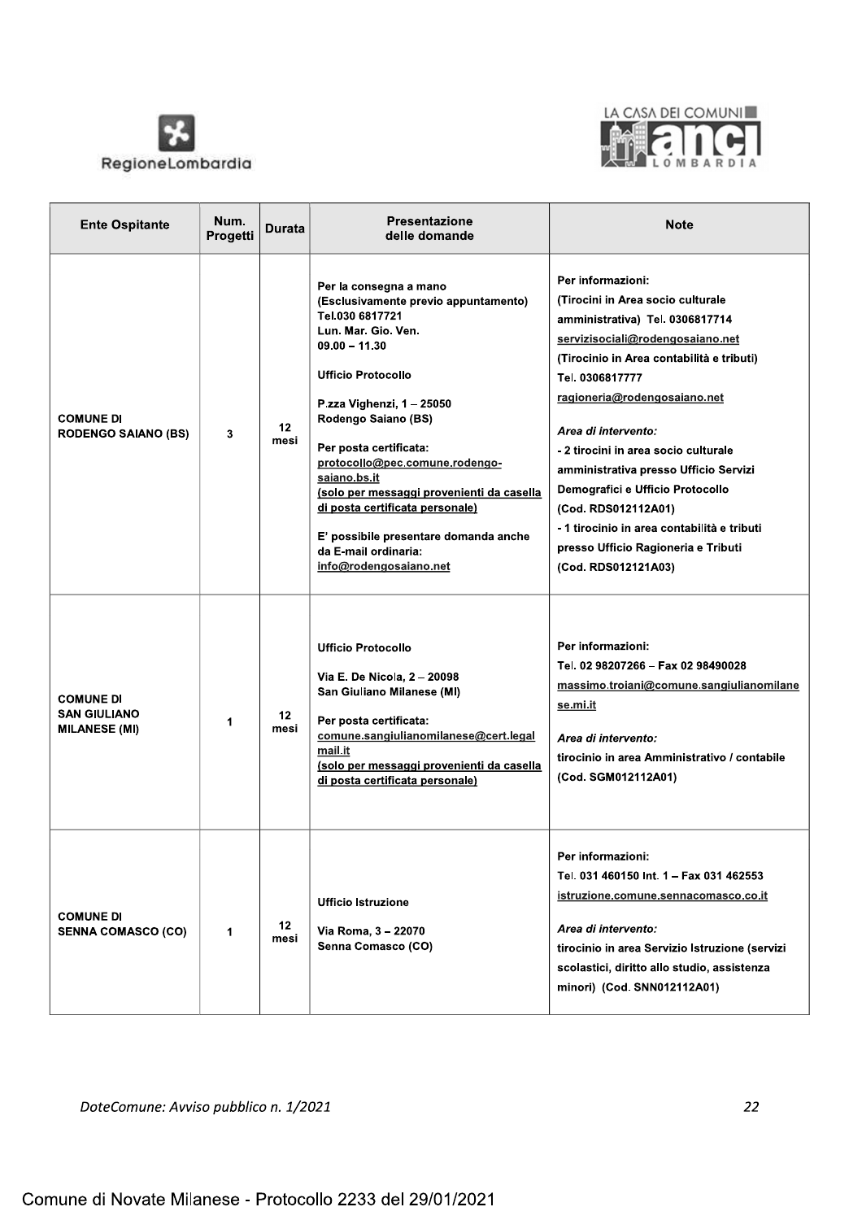| Ente Ospitante | Num. Progetti | Durata | Presentazione delle domande | Note |
|---|---|---|---|---|
| **COMUNE DI RODENGO SAIANO (BS)** | 3 | 12 mesi | Per la consegna a mano (Esclusivamente previo appuntamento) Tel.030 6817721 Lun. Mar. Gio. Ven. 09.00 – 11.30<br><br>Ufficio Protocollo<br><br>P.zza Vighenzi, 1 – 25050 Rodengo Saiano (BS)<br><br>Per posta certificata: protocollo@pec.comune.rodengo-saiano.bs.it (solo per messaggi provenienti da casella di posta certificata personale)<br><br>E' possibile presentare domanda anche da E-mail ordinaria: info@rodengosaiano.net | Per informazioni: (Tirocini in Area socio culturale amministrativa) Tel. 0306817714 servizisociali@rodengosaiano.net (Tirocinio in Area contabilità e tributi) Tel. 0306817777 ragioneria@rodengosaiano.net<br><br>*Area di intervento:*<br>- 2 tirocini in area socio culturale amministrativa presso Ufficio Servizi Demografici e Ufficio Protocollo (Cod. RDS012112A01)<br>- 1 tirocinio in area contabilità e tributi presso Ufficio Ragioneria e Tributi (Cod. RDS012121A03) |
| **COMUNE DI SAN GIULIANO MILANESE (MI)** | 1 | 12 mesi | Ufficio Protocollo<br><br>Via E. De Nicola, 2 – 20098 San Giuliano Milanese (MI)<br><br>Per posta certificata: comune.sangiulianomilanese@cert.legalmail.it (solo per messaggi provenienti da casella di posta certificata personale) | Per informazioni: Tel. 02 98207266 – Fax 02 98490028 massimo.troiani@comune.sangiulianomilanese.mi.it<br><br>*Area di intervento:*<br>tirocinio in area Amministrativo / contabile (Cod. SGM012112A01) |
| **COMUNE DI SENNA COMASCO (CO)** | 1 | 12 mesi | Ufficio Istruzione<br><br>Via Roma, 3 – 22070 Senna Comasco (CO) | Per informazioni: Tel. 031 460150 Int. 1 – Fax 031 462553 istruzione.comune.sennacomasco.co.it<br><br>*Area di intervento:*<br>tirocinio in area Servizio Istruzione (servizi scolastici, diritto allo studio, assistenza minori) (Cod. SNN012112A01) |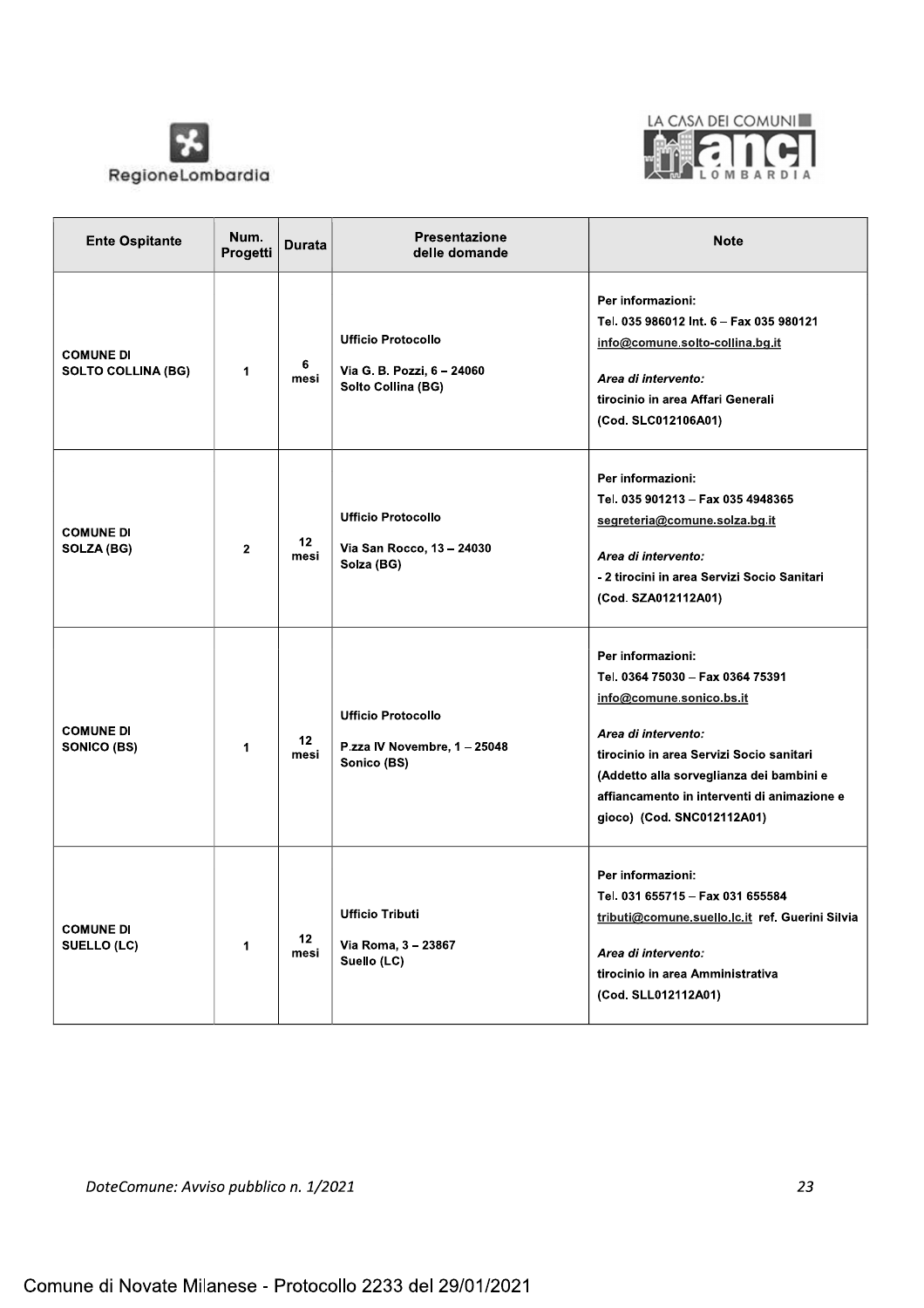| Ente Ospitante | Num. Progetti | Durata | Presentazione delle domande | Note |
|---|---|---|---|---|
| **COMUNE DI SOLTO COLLINA (BG)** | 1 | 6 mesi | Ufficio Protocollo<br><br>Via G. B. Pozzi, 6 – 24060 Solto Collina (BG) | Per informazioni:<br>Tel. 035 986012 Int. 6 – Fax 035 980121<br>info@comune.solto-collina.bg.it<br><br>*Area di intervento:*<br>tirocinio in area Affari Generali<br>(Cod. SLC012106A01) |
| **COMUNE DI SOLZA (BG)** | 2 | 12 mesi | Ufficio Protocollo<br><br>Via San Rocco, 13 – 24030 Solza (BG) | Per informazioni:<br>Tel. 035 901213 – Fax 035 4948365<br>segreteria@comune.solza.bg.it<br><br>*Area di intervento:*<br>- 2 tirocini in area Servizi Socio Sanitari<br>(Cod. SZA012112A01) |
| **COMUNE DI SONICO (BS)** | 1 | 12 mesi | Ufficio Protocollo<br><br>P.zza IV Novembre, 1 – 25048 Sonico (BS) | Per informazioni:<br>Tel. 0364 75030 – Fax 0364 75391<br>info@comune.sonico.bs.it<br><br>*Area di intervento:*<br>tirocinio in area Servizi Socio sanitari (Addetto alla sorveglianza dei bambini e affiancamento in interventi di animazione e gioco) (Cod. SNC012112A01) |
| **COMUNE DI SUELLO (LC)** | 1 | 12 mesi | Ufficio Tributi<br><br>Via Roma, 3 – 23867 Suello (LC) | Per informazioni:<br>Tel. 031 655715 – Fax 031 655584<br>tributi@comune.suello.lc.it ref. Guerini Silvia<br><br>*Area di intervento:*<br>tirocinio in area Amministrativa<br>(Cod. SLL012112A01) |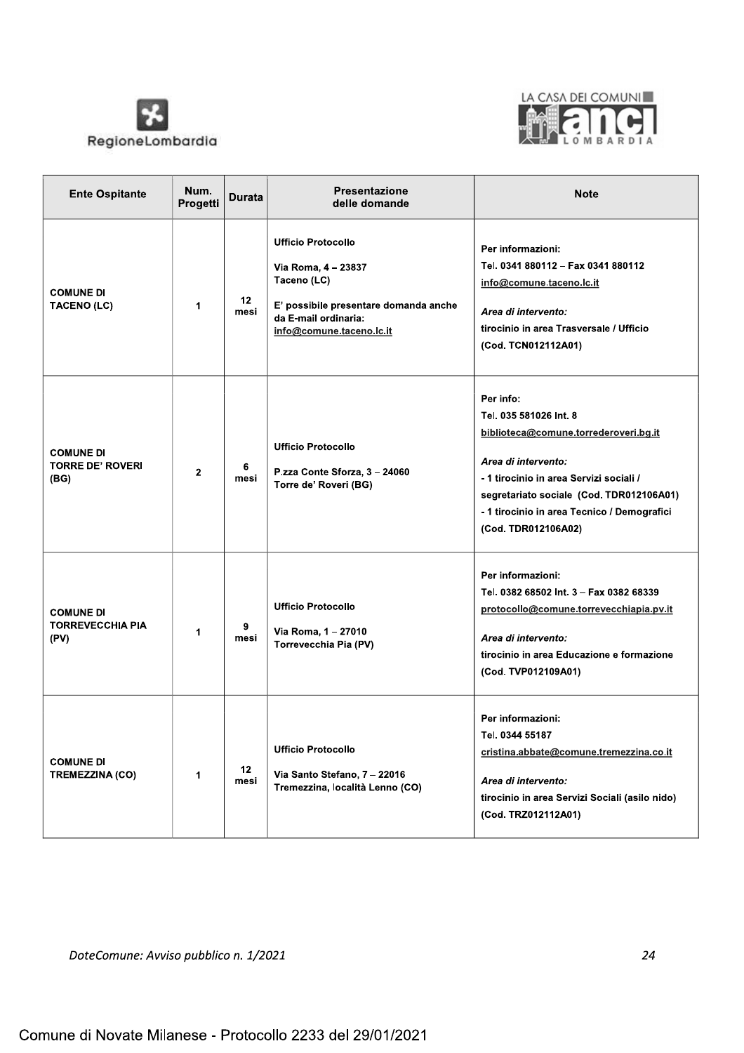| Ente Ospitante | Num. Progetti | Durata | Presentazione delle domande | Note |
|---|---|---|---|---|
| **COMUNE DI TACENO (LC)** | **1** | **12 mesi** | **Ufficio Protocollo**<br><br>**Via Roma, 4 – 23837 Taceno (LC)**<br><br>**E' possibile presentare domanda anche da E-mail ordinaria: info@comune.taceno.lc.it** | **Per informazioni:**<br>**Tel. 0341 880112 – Fax 0341 880112**<br>**info@comune.taceno.lc.it**<br><br>***Area di intervento:***<br>**tirocinio in area Trasversale / Ufficio**<br>**(Cod. TCN012112A01)** |
| **COMUNE DI TORRE DE' ROVERI (BG)** | **2** | **6 mesi** | **Ufficio Protocollo**<br><br>**P.zza Conte Sforza, 3 – 24060 Torre de' Roveri (BG)** | **Per info:**<br>**Tel. 035 581026 Int. 8**<br>**biblioteca@comune.torrederoveri.bg.it**<br><br>***Area di intervento:***<br>**- 1 tirocinio in area Servizi sociali / segretariato sociale (Cod. TDR012106A01)**<br>**- 1 tirocinio in area Tecnico / Demografici (Cod. TDR012106A02)** |
| **COMUNE DI TORREVECCHIA PIA (PV)** | **1** | **9 mesi** | **Ufficio Protocollo**<br><br>**Via Roma, 1 – 27010 Torrevecchia Pia (PV)** | **Per informazioni:**<br>**Tel. 0382 68502 Int. 3 – Fax 0382 68339**<br>**protocollo@comune.torrevecchiapia.pv.it**<br><br>***Area di intervento:***<br>**tirocinio in area Educazione e formazione**<br>**(Cod. TVP012109A01)** |
| **COMUNE DI TREMEZZINA (CO)** | **1** | **12 mesi** | **Ufficio Protocollo**<br><br>**Via Santo Stefano, 7 – 22016 Tremezzina, località Lenno (CO)** | **Per informazioni:**<br>**Tel. 0344 55187**<br>**cristina.abbate@comune.tremezzina.co.it**<br><br>***Area di intervento:***<br>**tirocinio in area Servizi Sociali (asilo nido)**<br>**(Cod. TRZ012112A01)** |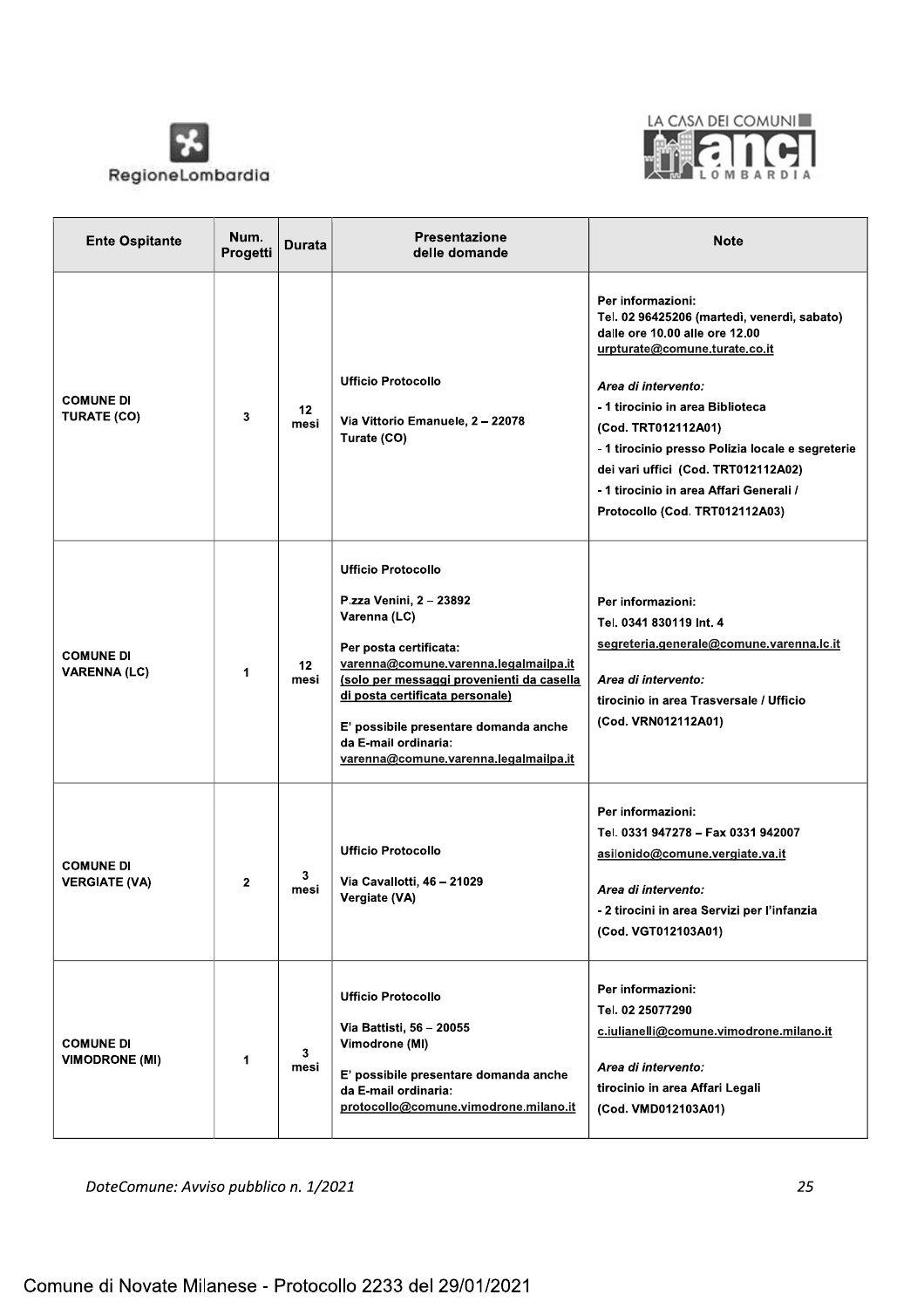| Ente Ospitante | Num. Progetti | Durata | Presentazione delle domande | Note |
|---|---|---|---|---|
| **COMUNE DI TURATE (CO)** | 3 | 12 mesi | Ufficio Protocollo<br><br>Via Vittorio Emanuele, 2 – 22078 Turate (CO) | Per informazioni:<br>Tel. 02 96425206 (martedì, venerdì, sabato) dalle ore 10.00 alle ore 12.00<br>urpturate@comune.turate.co.it<br><br>*Area di intervento:*<br>- 1 tirocinio in area Biblioteca (Cod. TRT012112A01)<br>- 1 tirocinio presso Polizia locale e segreterie dei vari uffici (Cod. TRT012112A02)<br>- 1 tirocinio in area Affari Generali / Protocollo (Cod. TRT012112A03) |
| **COMUNE DI VARENNA (LC)** | 1 | 12 mesi | Ufficio Protocollo<br><br>P.zza Venini, 2 – 23892 Varenna (LC)<br><br>Per posta certificata:<br>varenna@comune.varenna.legalmailpa.it<br>(solo per messaggi provenienti da casella di posta certificata personale)<br><br>E' possibile presentare domanda anche da E-mail ordinaria:<br>varenna@comune.varenna.legalmailpa.it | Per informazioni:<br>Tel. 0341 830119 Int. 4<br>segreteria.generale@comune.varenna.lc.it<br><br>*Area di intervento:*<br>tirocinio in area Trasversale / Ufficio (Cod. VRN012112A01) |
| **COMUNE DI VERGIATE (VA)** | 2 | 3 mesi | Ufficio Protocollo<br><br>Via Cavallotti, 46 – 21029 Vergiate (VA) | Per informazioni:<br>Tel. 0331 947278 – Fax 0331 942007<br>asilonido@comune.vergiate.va.it<br><br>*Area di intervento:*<br>- 2 tirocini in area Servizi per l'infanzia (Cod. VGT012103A01) |
| **COMUNE DI VIMODRONE (MI)** | 1 | 3 mesi | Ufficio Protocollo<br><br>Via Battisti, 56 – 20055 Vimodrone (MI)<br><br>E' possibile presentare domanda anche da E-mail ordinaria:<br>protocollo@comune.vimodrone.milano.it | Per informazioni:<br>Tel. 02 25077290<br>c.iulianelli@comune.vimodrone.milano.it<br><br>*Area di intervento:*<br>tirocinio in area Affari Legali (Cod. VMD012103A01) |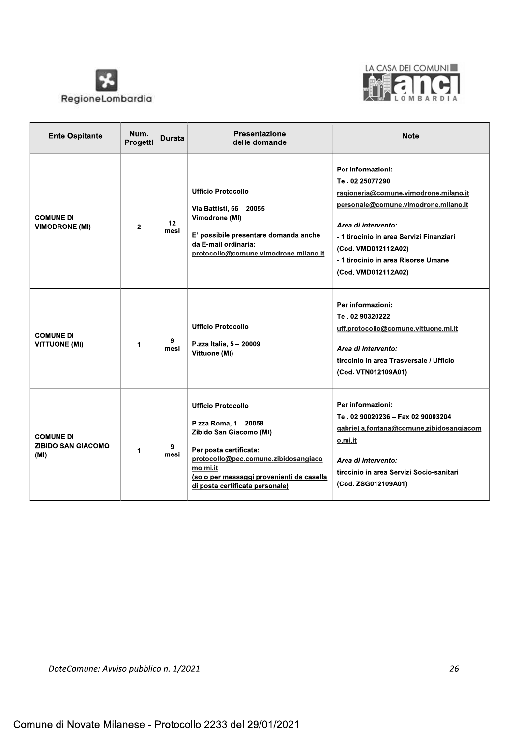| Ente Ospitante | Num. Progetti | Durata | Presentazione delle domande | Note |
| --- | --- | --- | --- | --- |
| **COMUNE DI VIMODRONE (MI)** | **2** | **12 mesi** | **Ufficio Protocollo**<br><br>**Via Battisti, 56 – 20055 Vimodrone (MI)**<br><br>**E' possibile presentare domanda anche da E-mail ordinaria:**<br>**protocollo@comune.vimodrone.milano.it** | **Per informazioni:**<br>**Tel. 02 25077290**<br>**ragioneria@comune.vimodrone.milano.it**<br>**personale@comune.vimodrone.milano.it**<br><br>***Area di intervento:***<br>**- 1 tirocinio in area Servizi Finanziari (Cod. VMD012112A02)**<br>**- 1 tirocinio in area Risorse Umane (Cod. VMD012112A02)** |
| **COMUNE DI VITTUONE (MI)** | **1** | **9 mesi** | **Ufficio Protocollo**<br><br>**P.zza Italia, 5 – 20009 Vittuone (MI)** | **Per informazioni:**<br>**Tel. 02 90320222**<br>**uff.protocollo@comune.vittuone.mi.it**<br><br>***Area di intervento:***<br>**tirocinio in area Trasversale / Ufficio (Cod. VTN012109A01)** |
| **COMUNE DI ZIBIDO SAN GIACOMO (MI)** | **1** | **9 mesi** | **Ufficio Protocollo**<br><br>**P.zza Roma, 1 – 20058 Zibido San Giacomo (MI)**<br><br>**Per posta certificata:**<br>**protocollo@pec.comune.zibidosangiacomo.mi.it**<br>**(solo per messaggi provenienti da casella di posta certificata personale)** | **Per informazioni:**<br>**Tel. 02 90020236 – Fax 02 90003204**<br>**gabriella.fontana@comune.zibidosangiacomo.mi.it**<br><br>***Area di intervento:***<br>**tirocinio in area Servizi Socio-sanitari (Cod. ZSG012109A01)** |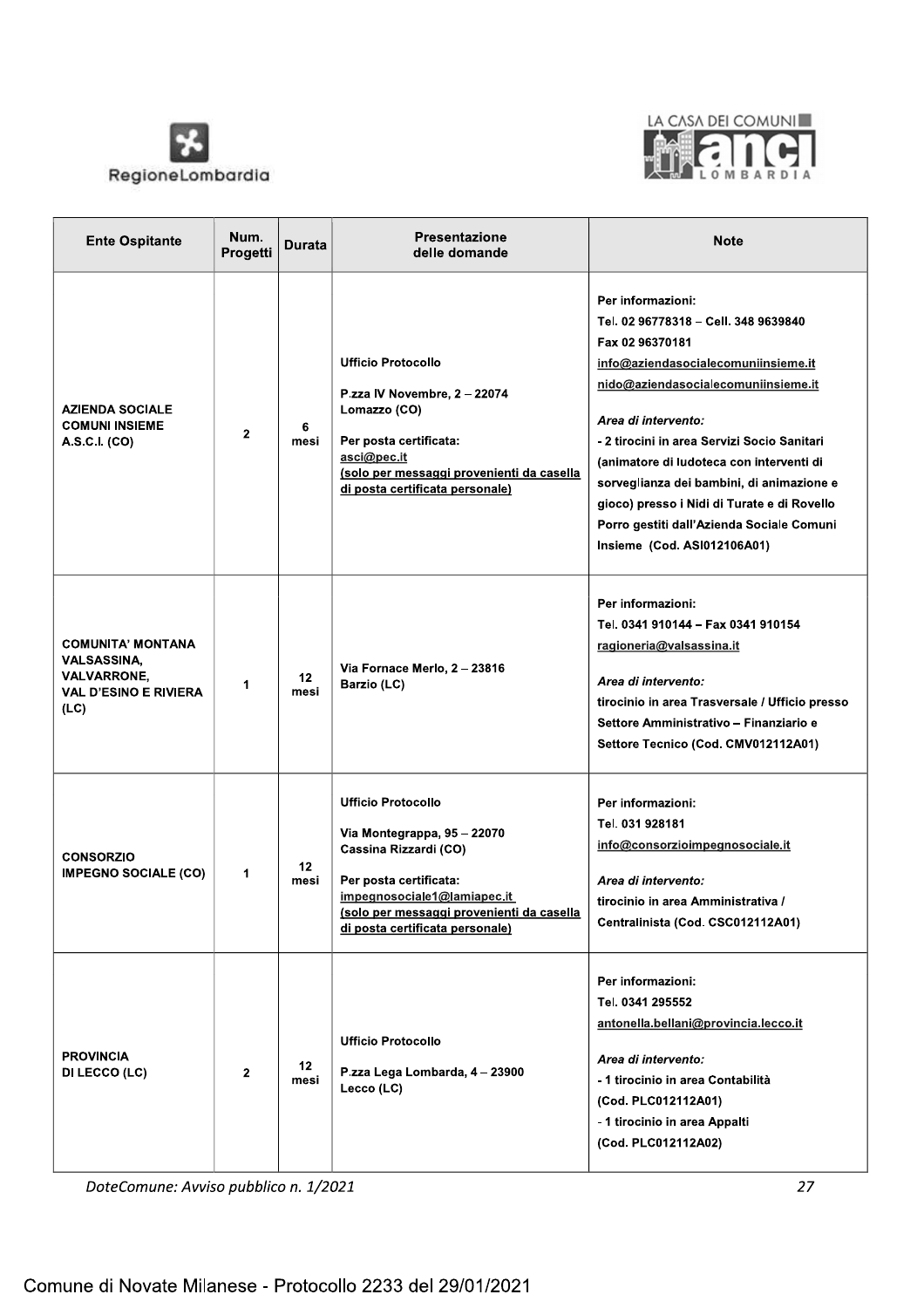| Ente Ospitante | Num. Progetti | Durata | Presentazione delle domande | Note |
|---|---|---|---|---|
| **AZIENDA SOCIALE COMUNI INSIEME A.S.C.I. (CO)** | 2 | 6 mesi | Ufficio Protocollo<br><br>P.zza IV Novembre, 2 – 22074 Lomazzo (CO)<br><br>Per posta certificata:<br>asci@pec.it<br>(solo per messaggi provenienti da casella di posta certificata personale) | Per informazioni:<br>Tel. 02 96778318 – Cell. 348 9639840<br>Fax 02 96370181<br>info@aziendasocialecomuniinsieme.it<br>nido@aziendasocialecomuniinsieme.it<br><br>*Area di intervento:*<br>- 2 tirocini in area Servizi Socio Sanitari (animatore di ludoteca con interventi di sorveglianza dei bambini, di animazione e gioco) presso i Nidi di Turate e di Rovello Porro gestiti dall'Azienda Sociale Comuni Insieme (Cod. ASI012106A01) |
| **COMUNITA' MONTANA VALSASSINA, VALVARRONE, VAL D'ESINO E RIVIERA (LC)** | 1 | 12 mesi | Via Fornace Merlo, 2 – 23816 Barzio (LC) | Per informazioni:<br>Tel. 0341 910144 – Fax 0341 910154<br>ragioneria@valsassina.it<br><br>*Area di intervento:*<br>tirocinio in area Trasversale / Ufficio presso Settore Amministrativo – Finanziario e Settore Tecnico (Cod. CMV012112A01) |
| **CONSORZIO IMPEGNO SOCIALE (CO)** | 1 | 12 mesi | Ufficio Protocollo<br><br>Via Montegrappa, 95 – 22070 Cassina Rizzardi (CO)<br><br>Per posta certificata:<br>impegnosociale1@lamiapec.it<br>(solo per messaggi provenienti da casella di posta certificata personale) | Per informazioni:<br>Tel. 031 928181<br>info@consorzioimpegnosociale.it<br><br>*Area di intervento:*<br>tirocinio in area Amministrativa / Centralinista (Cod. CSC012112A01) |
| **PROVINCIA DI LECCO (LC)** | 2 | 12 mesi | Ufficio Protocollo<br><br>P.zza Lega Lombarda, 4 – 23900 Lecco (LC) | Per informazioni:<br>Tel. 0341 295552<br>antonella.bellani@provincia.lecco.it<br><br>*Area di intervento:*<br>- 1 tirocinio in area Contabilità (Cod. PLC012112A01)<br>- 1 tirocinio in area Appalti (Cod. PLC012112A02) |

Comune di Novate Milanese - Protocollo 2233 del 29/01/2021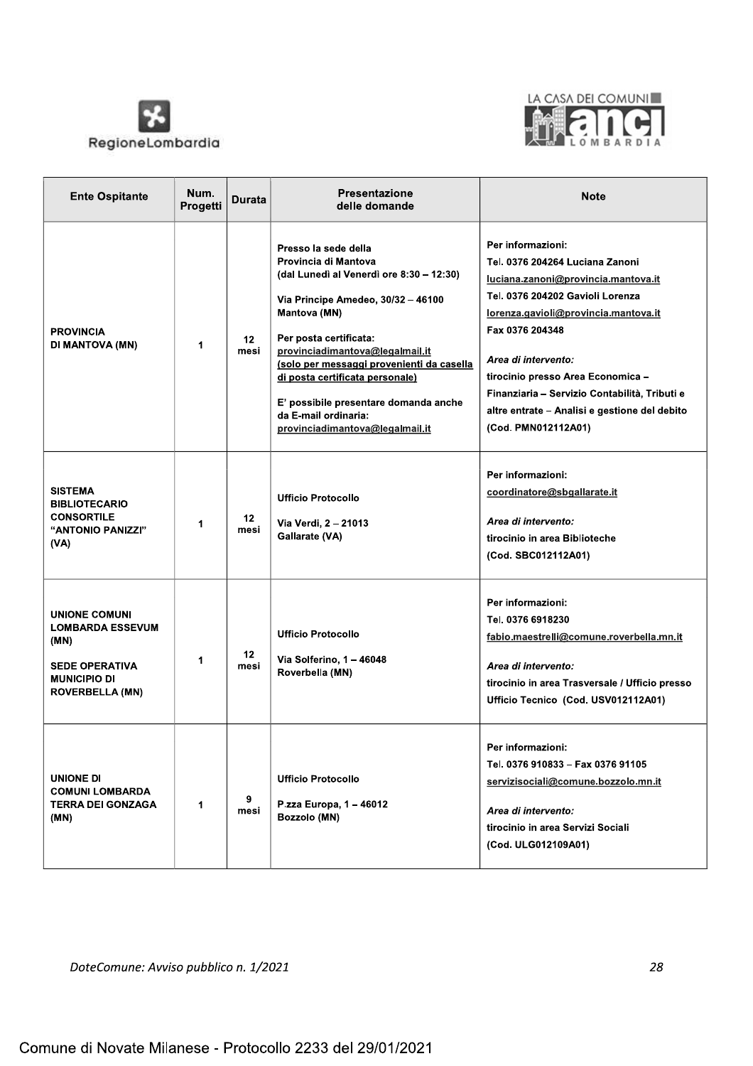| Ente Ospitante | Num. Progetti | Durata | Presentazione delle domande | Note |
|---|---|---|---|---|
| **PROVINCIA DI MANTOVA (MN)** | 1 | 12 mesi | Presso la sede della Provincia di Mantova (dal Lunedì al Venerdì ore 8:30 – 12:30)<br><br>Via Principe Amedeo, 30/32 – 46100 Mantova (MN)<br><br>Per posta certificata: provinciadimantova@legalmail.it (solo per messaggi provenienti da casella di posta certificata personale)<br><br>E' possibile presentare domanda anche da E-mail ordinaria: provinciadimantova@legalmail.it | Per informazioni:<br>Tel. 0376 204264 Luciana Zanoni<br>luciana.zanoni@provincia.mantova.it<br>Tel. 0376 204202 Gavioli Lorenza<br>lorenza.gavioli@provincia.mantova.it<br>Fax 0376 204348<br><br>*Area di intervento:*<br>tirocinio presso Area Economica – Finanziaria – Servizio Contabilità, Tributi e altre entrate – Analisi e gestione del debito (Cod. PMN012112A01) |
| **SISTEMA BIBLIOTECARIO CONSORTILE "ANTONIO PANIZZI" (VA)** | 1 | 12 mesi | Ufficio Protocollo<br><br>Via Verdi, 2 – 21013 Gallarate (VA) | Per informazioni:<br>coordinatore@sbgallarate.it<br><br>*Area di intervento:*<br>tirocinio in area Biblioteche (Cod. SBC012112A01) |
| **UNIONE COMUNI LOMBARDA ESSEVUM (MN)**<br><br>**SEDE OPERATIVA MUNICIPIO DI ROVERBELLA (MN)** | 1 | 12 mesi | Ufficio Protocollo<br><br>Via Solferino, 1 – 46048 Roverbella (MN) | Per informazioni:<br>Tel. 0376 6918230<br>fabio.maestrelli@comune.roverbella.mn.it<br><br>*Area di intervento:*<br>tirocinio in area Trasversale / Ufficio presso Ufficio Tecnico (Cod. USV012112A01) |
| **UNIONE DI COMUNI LOMBARDA TERRA DEI GONZAGA (MN)** | 1 | 9 mesi | Ufficio Protocollo<br><br>P.zza Europa, 1 – 46012 Bozzolo (MN) | Per informazioni:<br>Tel. 0376 910833 – Fax 0376 91105<br>servizisociali@comune.bozzolo.mn.it<br><br>*Area di intervento:*<br>tirocinio in area Servizi Sociali (Cod. ULG012109A01) |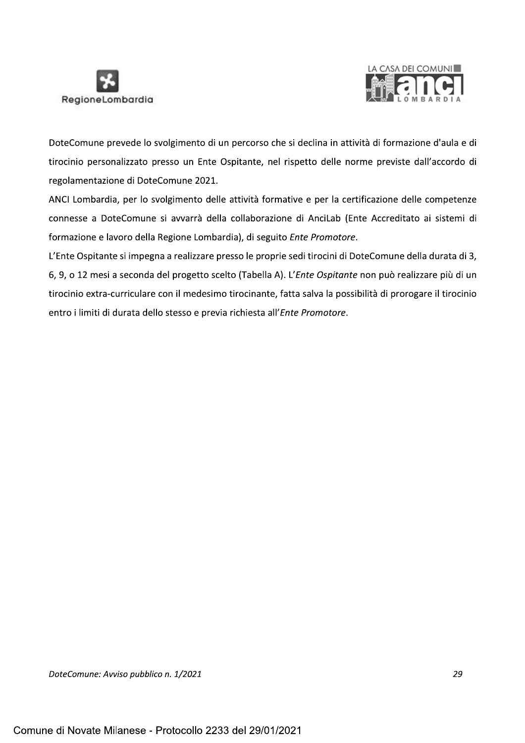DoteComune prevede lo svolgimento di un percorso che si declina in attività di formazione d'aula e di tirocinio personalizzato presso un Ente Ospitante, nel rispetto delle norme previste dall'accordo di regolamentazione di DoteComune 2021.

ANCI Lombardia, per lo svolgimento delle attività formative e per la certificazione delle competenze connesse a DoteComune si avvarrà della collaborazione di AnciLab (Ente Accreditato ai sistemi di formazione e lavoro della Regione Lombardia), di seguito *Ente Promotore*.

L'Ente Ospitante si impegna a realizzare presso le proprie sedi tirocini di DoteComune della durata di 3, 6, 9, o 12 mesi a seconda del progetto scelto (Tabella A). L'*Ente Ospitante* non può realizzare più di un tirocinio extra-curriculare con il medesimo tirocinante, fatta salva la possibilità di prorogare il tirocinio entro i limiti di durata dello stesso e previa richiesta all'*Ente Promotore*.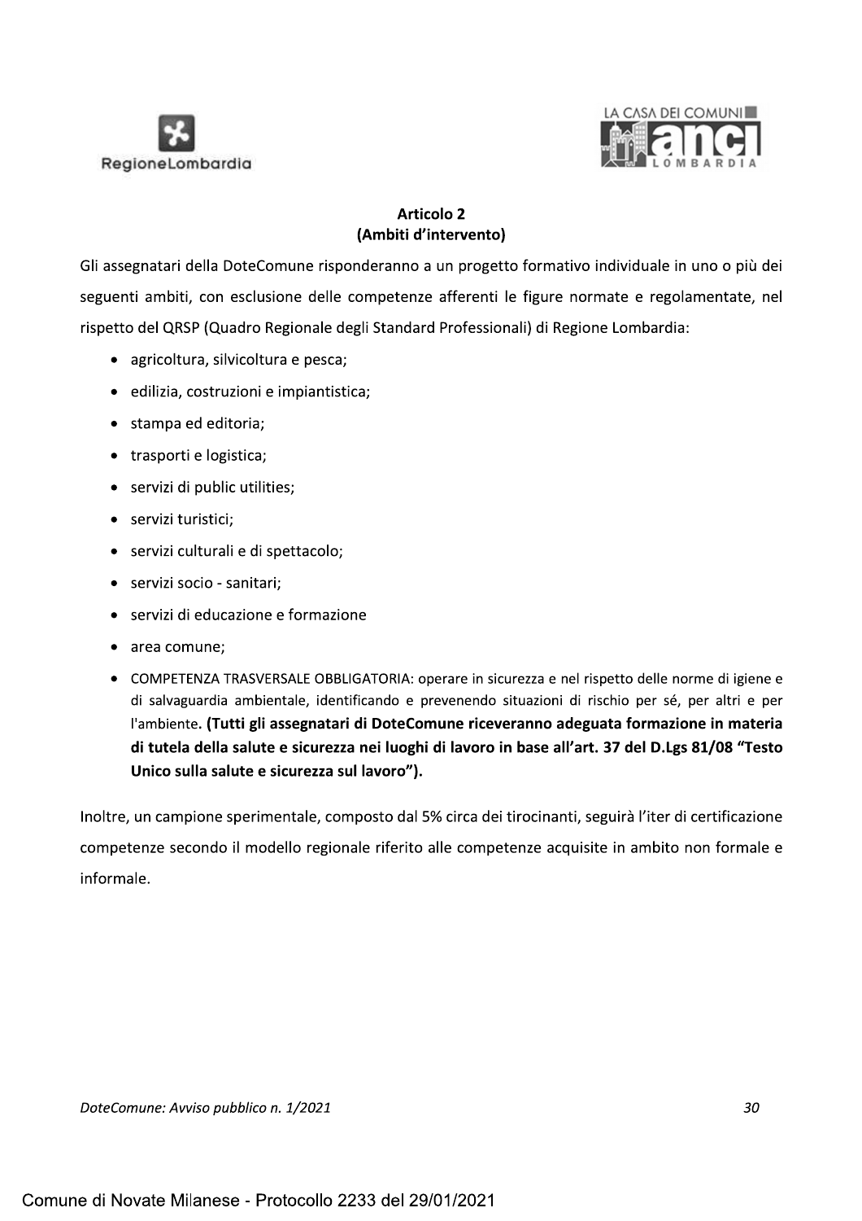## Articolo 2
## (Ambiti d'intervento)

Gli assegnatari della DoteComune risponderanno a un progetto formativo individuale in uno o più dei seguenti ambiti, con esclusione delle competenze afferenti le figure normate e regolamentate, nel rispetto del QRSP (Quadro Regionale degli Standard Professionali) di Regione Lombardia:

- agricoltura, silvicoltura e pesca;
- edilizia, costruzioni e impiantistica;
- stampa ed editoria;
- trasporti e logistica;
- servizi di public utilities;
- servizi turistici;
- servizi culturali e di spettacolo;
- servizi socio - sanitari;
- servizi di educazione e formazione
- area comune;
- COMPETENZA TRASVERSALE OBBLIGATORIA: operare in sicurezza e nel rispetto delle norme di igiene e di salvaguardia ambientale, identificando e prevenendo situazioni di rischio per sé, per altri e per l'ambiente. **(Tutti gli assegnatari di DoteComune riceveranno adeguata formazione in materia di tutela della salute e sicurezza nei luoghi di lavoro in base all'art. 37 del D.Lgs 81/08 "Testo Unico sulla salute e sicurezza sul lavoro").**

Inoltre, un campione sperimentale, composto dal 5% circa dei tirocinanti, seguirà l'iter di certificazione competenze secondo il modello regionale riferito alle competenze acquisite in ambito non formale e informale.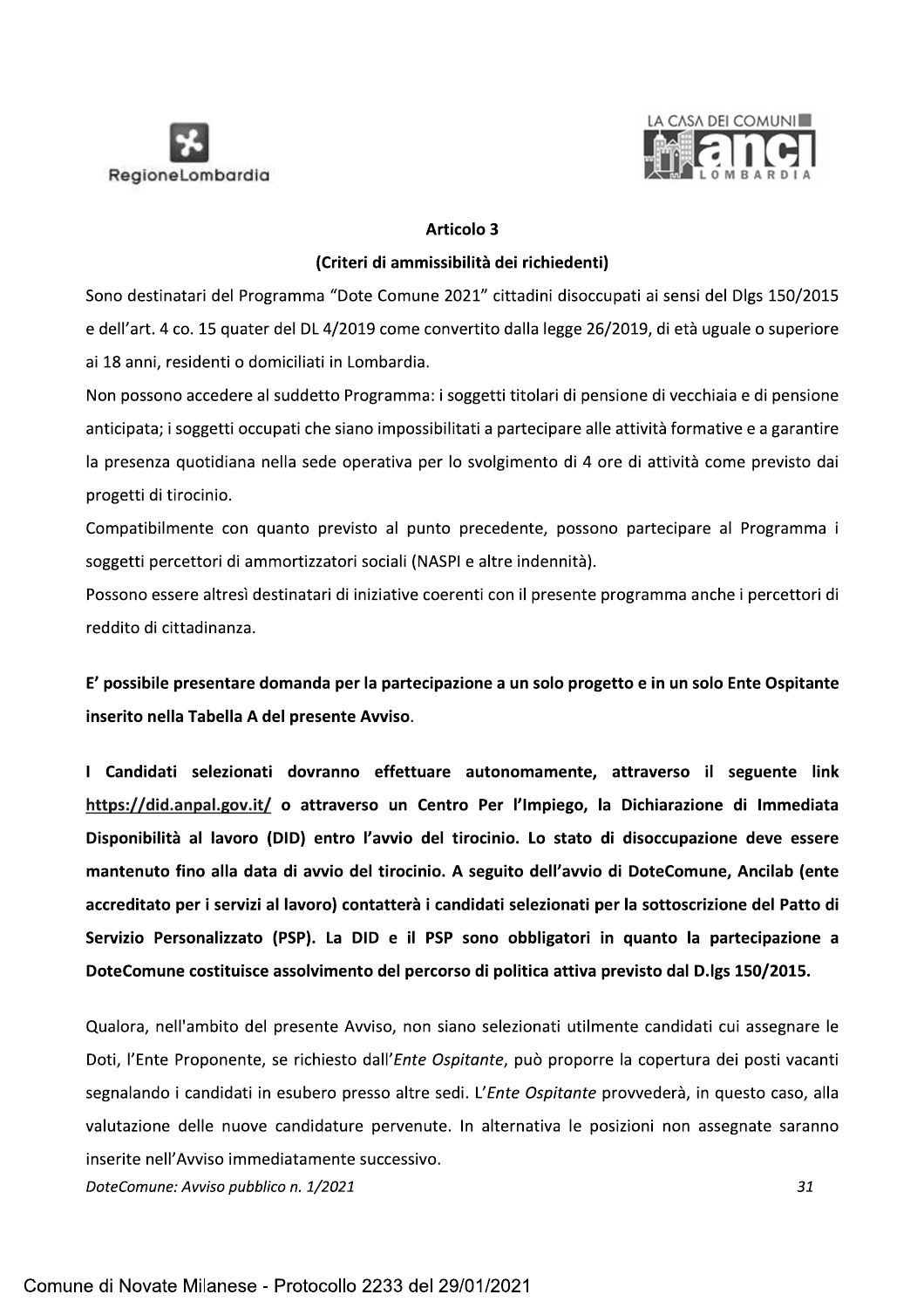### Articolo 3

### (Criteri di ammissibilità dei richiedenti)

Sono destinatari del Programma "Dote Comune 2021" cittadini disoccupati ai sensi del Dlgs 150/2015 e dell'art. 4 co. 15 quater del DL 4/2019 come convertito dalla legge 26/2019, di età uguale o superiore ai 18 anni, residenti o domiciliati in Lombardia.

Non possono accedere al suddetto Programma: i soggetti titolari di pensione di vecchiaia e di pensione anticipata; i soggetti occupati che siano impossibilitati a partecipare alle attività formative e a garantire la presenza quotidiana nella sede operativa per lo svolgimento di 4 ore di attività come previsto dai progetti di tirocinio.

Compatibilmente con quanto previsto al punto precedente, possono partecipare al Programma i soggetti percettori di ammortizzatori sociali (NASPI e altre indennità).

Possono essere altresì destinatari di iniziative coerenti con il presente programma anche i percettori di reddito di cittadinanza.

**E' possibile presentare domanda per la partecipazione a un solo progetto e in un solo Ente Ospitante inserito nella Tabella A del presente Avviso.**

**I Candidati selezionati dovranno effettuare autonomamente, attraverso il seguente link https://did.anpal.gov.it/ o attraverso un Centro Per l'Impiego, la Dichiarazione di Immediata Disponibilità al lavoro (DID) entro l'avvio del tirocinio. Lo stato di disoccupazione deve essere mantenuto fino alla data di avvio del tirocinio. A seguito dell'avvio di DoteComune, Ancilab (ente accreditato per i servizi al lavoro) contatterà i candidati selezionati per la sottoscrizione del Patto di Servizio Personalizzato (PSP). La DID e il PSP sono obbligatori in quanto la partecipazione a DoteComune costituisce assolvimento del percorso di politica attiva previsto dal D.lgs 150/2015.**

Qualora, nell'ambito del presente Avviso, non siano selezionati utilmente candidati cui assegnare le Doti, l'Ente Proponente, se richiesto dall'*Ente Ospitante*, può proporre la copertura dei posti vacanti segnalando i candidati in esubero presso altre sedi. L'*Ente Ospitante* provvederà, in questo caso, alla valutazione delle nuove candidature pervenute. In alternativa le posizioni non assegnate saranno inserite nell'Avviso immediatamente successivo.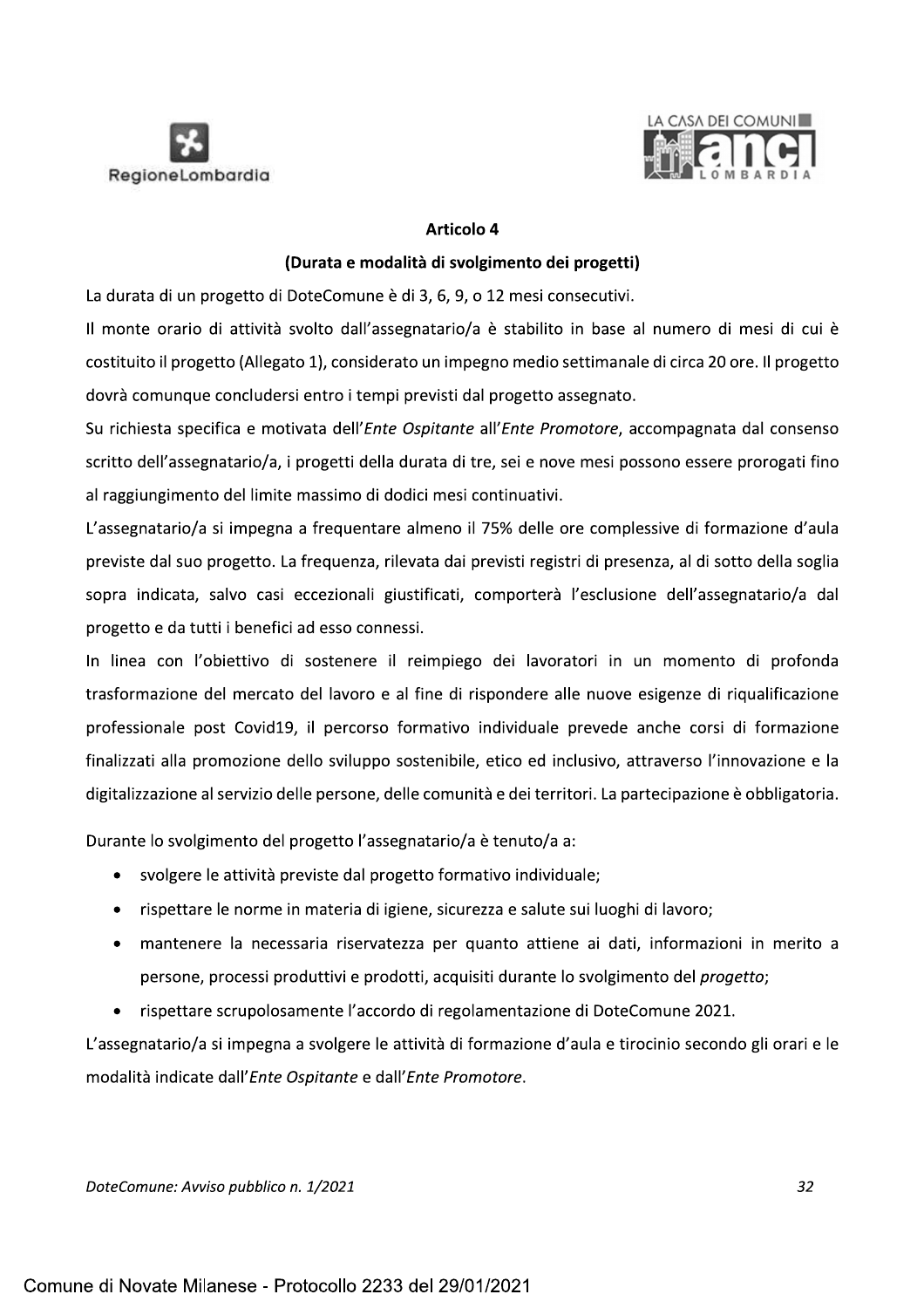## Articolo 4

### (Durata e modalità di svolgimento dei progetti)

La durata di un progetto di DoteComune è di 3, 6, 9, o 12 mesi consecutivi.

Il monte orario di attività svolto dall'assegnatario/a è stabilito in base al numero di mesi di cui è costituito il progetto (Allegato 1), considerato un impegno medio settimanale di circa 20 ore. Il progetto dovrà comunque concludersi entro i tempi previsti dal progetto assegnato.

Su richiesta specifica e motivata dell'*Ente Ospitante* all'*Ente Promotore*, accompagnata dal consenso scritto dell'assegnatario/a, i progetti della durata di tre, sei e nove mesi possono essere prorogati fino al raggiungimento del limite massimo di dodici mesi continuativi.

L'assegnatario/a si impegna a frequentare almeno il 75% delle ore complessive di formazione d'aula previste dal suo progetto. La frequenza, rilevata dai previsti registri di presenza, al di sotto della soglia sopra indicata, salvo casi eccezionali giustificati, comporterà l'esclusione dell'assegnatario/a dal progetto e da tutti i benefici ad esso connessi.

In linea con l'obiettivo di sostenere il reimpiego dei lavoratori in un momento di profonda trasformazione del mercato del lavoro e al fine di rispondere alle nuove esigenze di riqualificazione professionale post Covid19, il percorso formativo individuale prevede anche corsi di formazione finalizzati alla promozione dello sviluppo sostenibile, etico ed inclusivo, attraverso l'innovazione e la digitalizzazione al servizio delle persone, delle comunità e dei territori. La partecipazione è obbligatoria.

Durante lo svolgimento del progetto l'assegnatario/a è tenuto/a a:

- svolgere le attività previste dal progetto formativo individuale;
- rispettare le norme in materia di igiene, sicurezza e salute sui luoghi di lavoro;
- mantenere la necessaria riservatezza per quanto attiene ai dati, informazioni in merito a persone, processi produttivi e prodotti, acquisiti durante lo svolgimento del *progetto*;
- rispettare scrupolosamente l'accordo di regolamentazione di DoteComune 2021.

L'assegnatario/a si impegna a svolgere le attività di formazione d'aula e tirocinio secondo gli orari e le modalità indicate dall'*Ente Ospitante* e dall'*Ente Promotore*.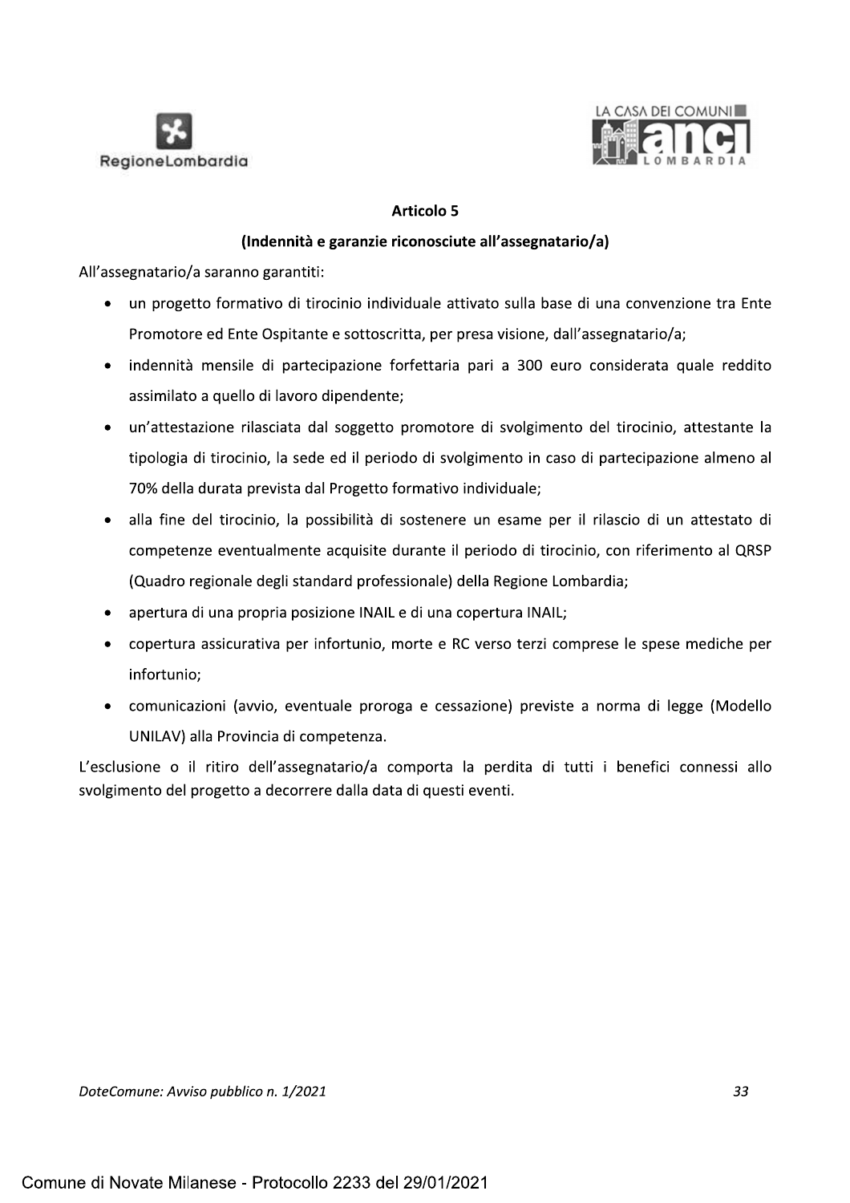## Articolo 5

### (Indennità e garanzie riconosciute all'assegnatario/a)

All'assegnatario/a saranno garantiti:

- un progetto formativo di tirocinio individuale attivato sulla base di una convenzione tra Ente Promotore ed Ente Ospitante e sottoscritta, per presa visione, dall'assegnatario/a;
- indennità mensile di partecipazione forfettaria pari a 300 euro considerata quale reddito assimilato a quello di lavoro dipendente;
- un'attestazione rilasciata dal soggetto promotore di svolgimento del tirocinio, attestante la tipologia di tirocinio, la sede ed il periodo di svolgimento in caso di partecipazione almeno al 70% della durata prevista dal Progetto formativo individuale;
- alla fine del tirocinio, la possibilità di sostenere un esame per il rilascio di un attestato di competenze eventualmente acquisite durante il periodo di tirocinio, con riferimento al QRSP (Quadro regionale degli standard professionale) della Regione Lombardia;
- apertura di una propria posizione INAIL e di una copertura INAIL;
- copertura assicurativa per infortunio, morte e RC verso terzi comprese le spese mediche per infortunio;
- comunicazioni (avvio, eventuale proroga e cessazione) previste a norma di legge (Modello UNILAV) alla Provincia di competenza.

L'esclusione o il ritiro dell'assegnatario/a comporta la perdita di tutti i benefici connessi allo svolgimento del progetto a decorrere dalla data di questi eventi.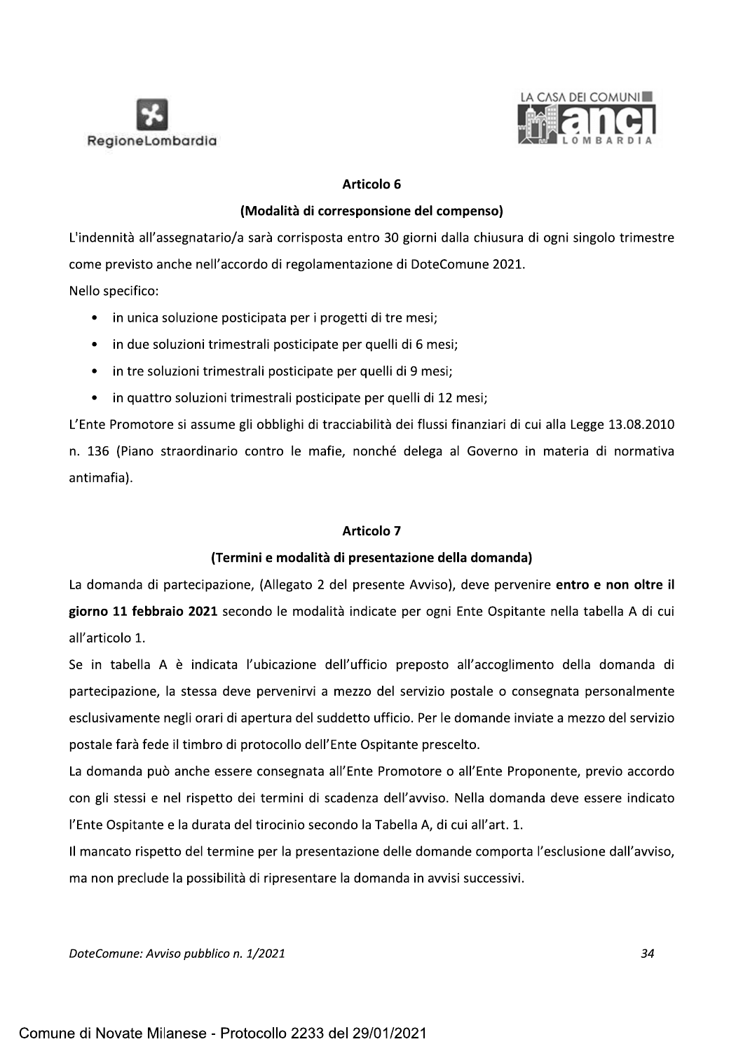## Articolo 6

### (Modalità di corresponsione del compenso)

L'indennità all'assegnatario/a sarà corrisposta entro 30 giorni dalla chiusura di ogni singolo trimestre come previsto anche nell'accordo di regolamentazione di DoteComune 2021.

Nello specifico:

- in unica soluzione posticipata per i progetti di tre mesi;
- in due soluzioni trimestrali posticipate per quelli di 6 mesi;
- in tre soluzioni trimestrali posticipate per quelli di 9 mesi;
- in quattro soluzioni trimestrali posticipate per quelli di 12 mesi;

L'Ente Promotore si assume gli obblighi di tracciabilità dei flussi finanziari di cui alla Legge 13.08.2010 n. 136 (Piano straordinario contro le mafie, nonché delega al Governo in materia di normativa antimafia).

## Articolo 7

### (Termini e modalità di presentazione della domanda)

La domanda di partecipazione, (Allegato 2 del presente Avviso), deve pervenire **entro e non oltre il giorno 11 febbraio 2021** secondo le modalità indicate per ogni Ente Ospitante nella tabella A di cui all'articolo 1.

Se in tabella A è indicata l'ubicazione dell'ufficio preposto all'accoglimento della domanda di partecipazione, la stessa deve pervenirvi a mezzo del servizio postale o consegnata personalmente esclusivamente negli orari di apertura del suddetto ufficio. Per le domande inviate a mezzo del servizio postale farà fede il timbro di protocollo dell'Ente Ospitante prescelto.

La domanda può anche essere consegnata all'Ente Promotore o all'Ente Proponente, previo accordo con gli stessi e nel rispetto dei termini di scadenza dell'avviso. Nella domanda deve essere indicato l'Ente Ospitante e la durata del tirocinio secondo la Tabella A, di cui all'art. 1.

Il mancato rispetto del termine per la presentazione delle domande comporta l'esclusione dall'avviso, ma non preclude la possibilità di ripresentare la domanda in avvisi successivi.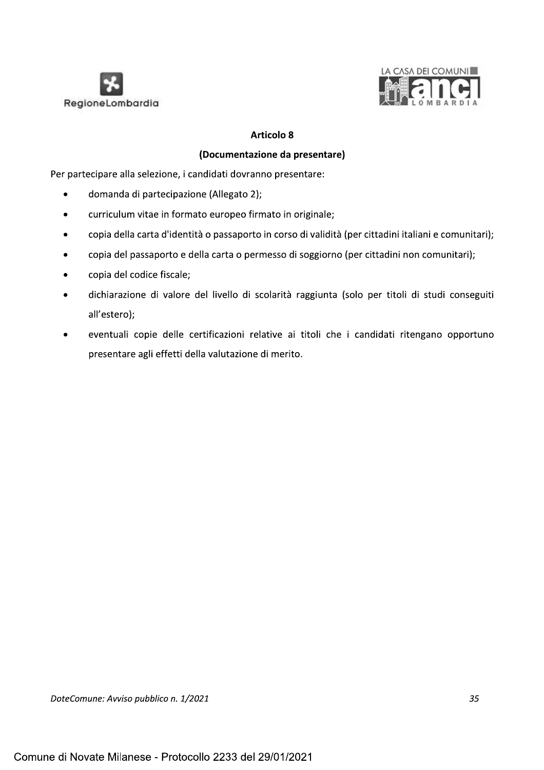## Articolo 8

### (Documentazione da presentare)

Per partecipare alla selezione, i candidati dovranno presentare:

- domanda di partecipazione (Allegato 2);
- curriculum vitae in formato europeo firmato in originale;
- copia della carta d'identità o passaporto in corso di validità (per cittadini italiani e comunitari);
- copia del passaporto e della carta o permesso di soggiorno (per cittadini non comunitari);
- copia del codice fiscale;
- dichiarazione di valore del livello di scolarità raggiunta (solo per titoli di studi conseguiti all'estero);
- eventuali copie delle certificazioni relative ai titoli che i candidati ritengano opportuno presentare agli effetti della valutazione di merito.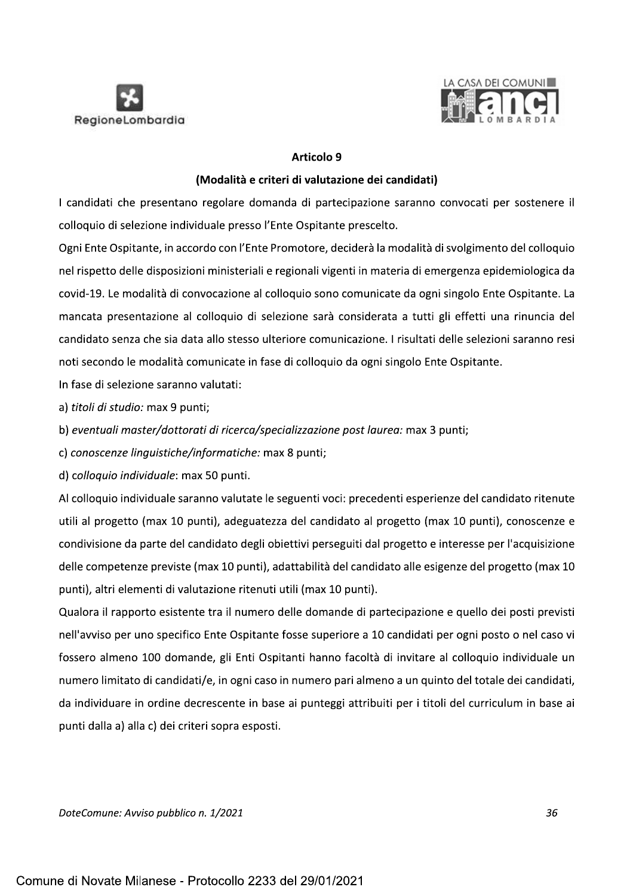## Articolo 9

### (Modalità e criteri di valutazione dei candidati)

I candidati che presentano regolare domanda di partecipazione saranno convocati per sostenere il colloquio di selezione individuale presso l'Ente Ospitante prescelto.

Ogni Ente Ospitante, in accordo con l'Ente Promotore, deciderà la modalità di svolgimento del colloquio nel rispetto delle disposizioni ministeriali e regionali vigenti in materia di emergenza epidemiologica da covid-19. Le modalità di convocazione al colloquio sono comunicate da ogni singolo Ente Ospitante. La mancata presentazione al colloquio di selezione sarà considerata a tutti gli effetti una rinuncia del candidato senza che sia data allo stesso ulteriore comunicazione. I risultati delle selezioni saranno resi noti secondo le modalità comunicate in fase di colloquio da ogni singolo Ente Ospitante.

In fase di selezione saranno valutati:

a) *titoli di studio:* max 9 punti;

b) *eventuali master/dottorati di ricerca/specializzazione post laurea:* max 3 punti;

c) *conoscenze linguistiche/informatiche:* max 8 punti;

d) *colloquio individuale*: max 50 punti.

Al colloquio individuale saranno valutate le seguenti voci: precedenti esperienze del candidato ritenute utili al progetto (max 10 punti), adeguatezza del candidato al progetto (max 10 punti), conoscenze e condivisione da parte del candidato degli obiettivi perseguiti dal progetto e interesse per l'acquisizione delle competenze previste (max 10 punti), adattabilità del candidato alle esigenze del progetto (max 10 punti), altri elementi di valutazione ritenuti utili (max 10 punti).

Qualora il rapporto esistente tra il numero delle domande di partecipazione e quello dei posti previsti nell'avviso per uno specifico Ente Ospitante fosse superiore a 10 candidati per ogni posto o nel caso vi fossero almeno 100 domande, gli Enti Ospitanti hanno facoltà di invitare al colloquio individuale un numero limitato di candidati/e, in ogni caso in numero pari almeno a un quinto del totale dei candidati, da individuare in ordine decrescente in base ai punteggi attribuiti per i titoli del curriculum in base ai punti dalla a) alla c) dei criteri sopra esposti.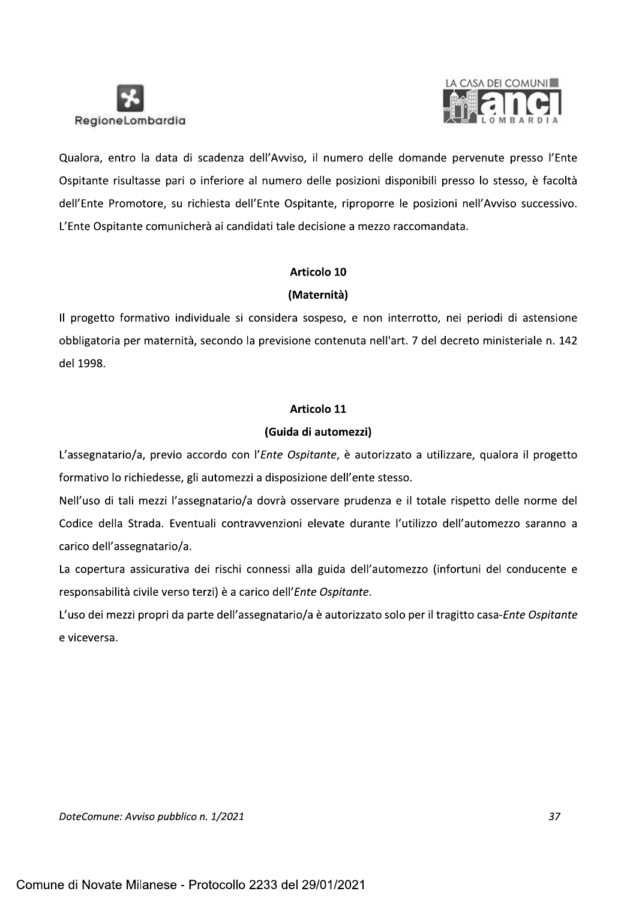Qualora, entro la data di scadenza dell'Avviso, il numero delle domande pervenute presso l'Ente Ospitante risultasse pari o inferiore al numero delle posizioni disponibili presso lo stesso, è facoltà dell'Ente Promotore, su richiesta dell'Ente Ospitante, riproporre le posizioni nell'Avviso successivo. L'Ente Ospitante comunicherà ai candidati tale decisione a mezzo raccomandata.

**Articolo 10**

**(Maternità)**

Il progetto formativo individuale si considera sospeso, e non interrotto, nei periodi di astensione obbligatoria per maternità, secondo la previsione contenuta nell'art. 7 del decreto ministeriale n. 142 del 1998.

**Articolo 11**

**(Guida di automezzi)**

L'assegnatario/a, previo accordo con l'*Ente Ospitante*, è autorizzato a utilizzare, qualora il progetto formativo lo richiedesse, gli automezzi a disposizione dell'ente stesso.

Nell'uso di tali mezzi l'assegnatario/a dovrà osservare prudenza e il totale rispetto delle norme del Codice della Strada. Eventuali contravvenzioni elevate durante l'utilizzo dell'automezzo saranno a carico dell'assegnatario/a.

La copertura assicurativa dei rischi connessi alla guida dell'automezzo (infortuni del conducente e responsabilità civile verso terzi) è a carico dell'*Ente Ospitante*.

L'uso dei mezzi propri da parte dell'assegnatario/a è autorizzato solo per il tragitto casa-*Ente Ospitante* e viceversa.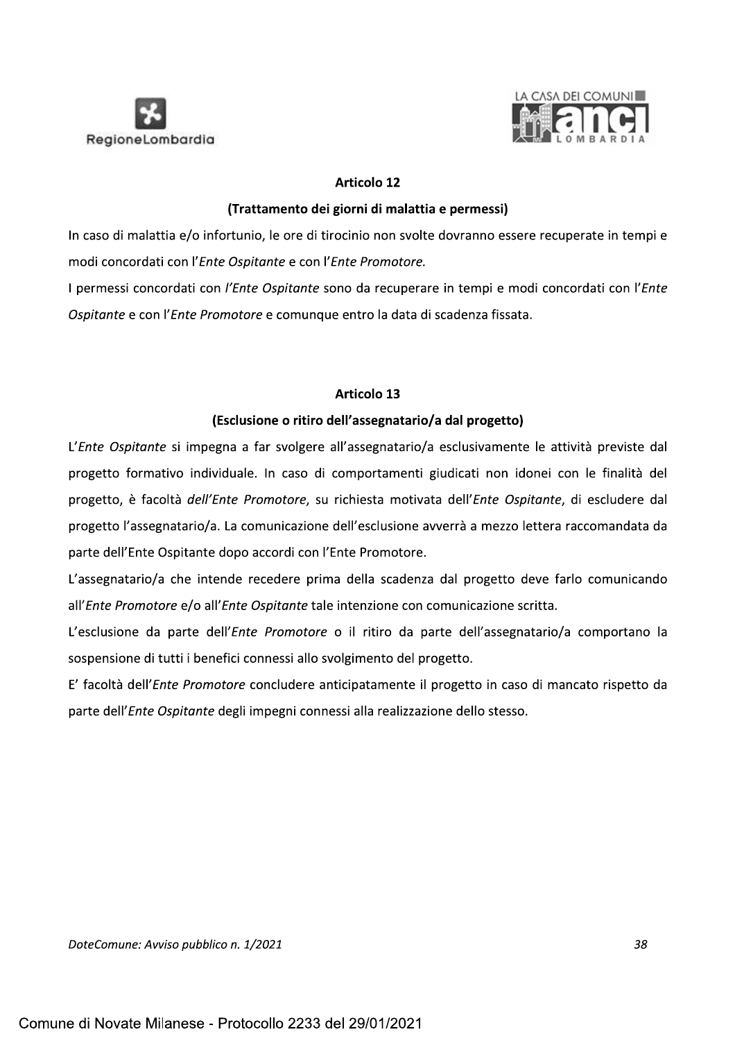## Articolo 12

### (Trattamento dei giorni di malattia e permessi)

In caso di malattia e/o infortunio, le ore di tirocinio non svolte dovranno essere recuperate in tempi e modi concordati con l'*Ente Ospitante* e con l'*Ente Promotore.*

I permessi concordati con *l'Ente Ospitante* sono da recuperare in tempi e modi concordati con l'*Ente Ospitante* e con l'*Ente Promotore* e comunque entro la data di scadenza fissata.

## Articolo 13

### (Esclusione o ritiro dell'assegnatario/a dal progetto)

L'*Ente Ospitante* si impegna a far svolgere all'assegnatario/a esclusivamente le attività previste dal progetto formativo individuale. In caso di comportamenti giudicati non idonei con le finalità del progetto, è facoltà *dell'Ente Promotore*, su richiesta motivata dell'*Ente Ospitante*, di escludere dal progetto l'assegnatario/a. La comunicazione dell'esclusione avverrà a mezzo lettera raccomandata da parte dell'Ente Ospitante dopo accordi con l'Ente Promotore.

L'assegnatario/a che intende recedere prima della scadenza dal progetto deve farlo comunicando all'*Ente Promotore* e/o all'*Ente Ospitante* tale intenzione con comunicazione scritta.

L'esclusione da parte dell'*Ente Promotore* o il ritiro da parte dell'assegnatario/a comportano la sospensione di tutti i benefici connessi allo svolgimento del progetto.

E' facoltà dell'*Ente Promotore* concludere anticipatamente il progetto in caso di mancato rispetto da parte dell'*Ente Ospitante* degli impegni connessi alla realizzazione dello stesso.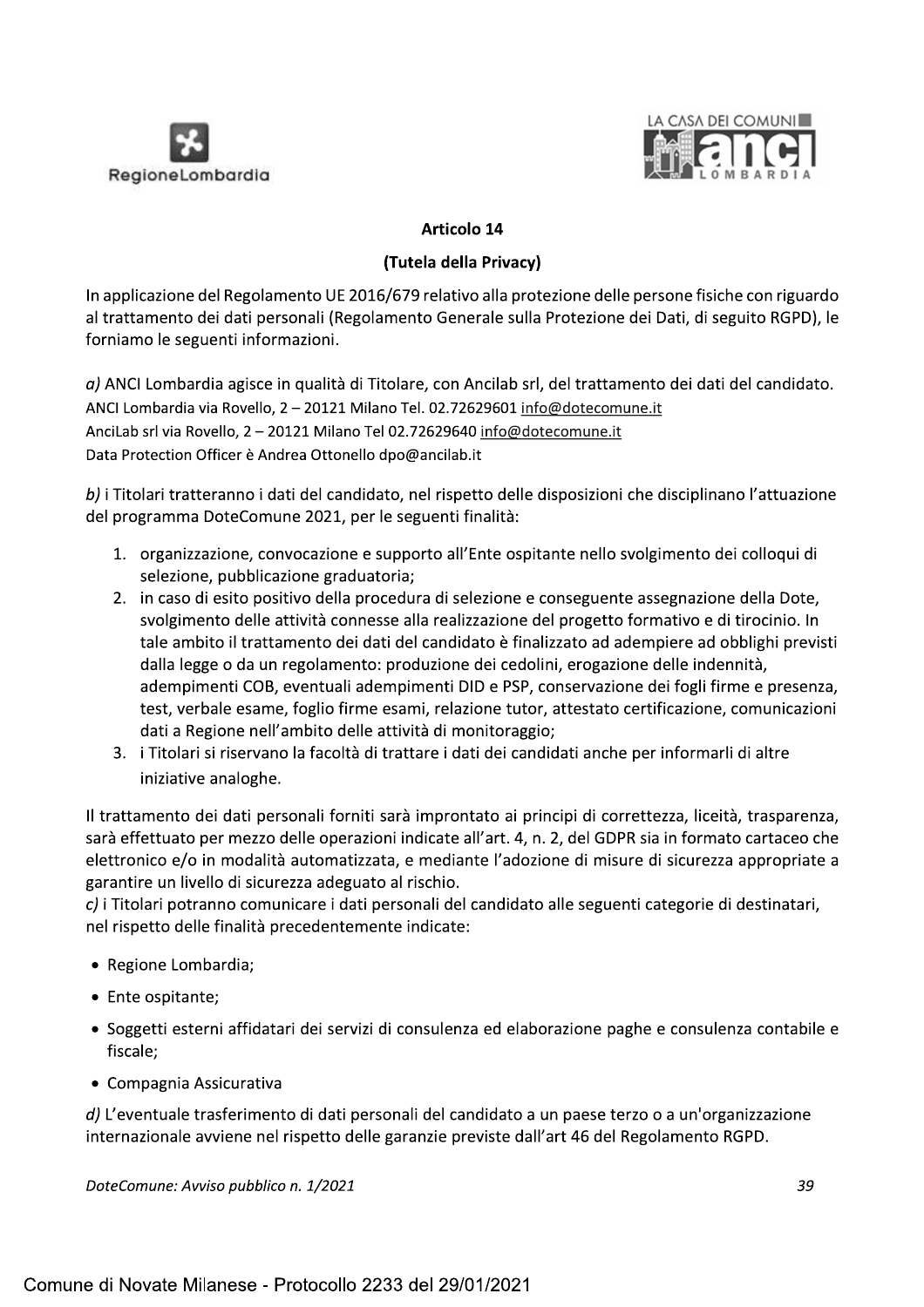## Articolo 14

### (Tutela della Privacy)

In applicazione del Regolamento UE 2016/679 relativo alla protezione delle persone fisiche con riguardo al trattamento dei dati personali (Regolamento Generale sulla Protezione dei Dati, di seguito RGPD), le forniamo le seguenti informazioni.

*a)* ANCI Lombardia agisce in qualità di Titolare, con Ancilab srl, del trattamento dei dati del candidato.
ANCI Lombardia via Rovello, 2 – 20121 Milano Tel. 02.72629601 info@dotecomune.it
AnciLab srl via Rovello, 2 – 20121 Milano Tel 02.72629640 info@dotecomune.it
Data Protection Officer è Andrea Ottonello dpo@ancilab.it

*b)* i Titolari tratteranno i dati del candidato, nel rispetto delle disposizioni che disciplinano l'attuazione del programma DoteComune 2021, per le seguenti finalità:

1. organizzazione, convocazione e supporto all'Ente ospitante nello svolgimento dei colloqui di selezione, pubblicazione graduatoria;
2. in caso di esito positivo della procedura di selezione e conseguente assegnazione della Dote, svolgimento delle attività connesse alla realizzazione del progetto formativo e di tirocinio. In tale ambito il trattamento dei dati del candidato è finalizzato ad adempiere ad obblighi previsti dalla legge o da un regolamento: produzione dei cedolini, erogazione delle indennità, adempimenti COB, eventuali adempimenti DID e PSP, conservazione dei fogli firme e presenza, test, verbale esame, foglio firme esami, relazione tutor, attestato certificazione, comunicazioni dati a Regione nell'ambito delle attività di monitoraggio;
3. i Titolari si riservano la facoltà di trattare i dati dei candidati anche per informarli di altre iniziative analoghe.

Il trattamento dei dati personali forniti sarà improntato ai principi di correttezza, liceità, trasparenza, sarà effettuato per mezzo delle operazioni indicate all'art. 4, n. 2, del GDPR sia in formato cartaceo che elettronico e/o in modalità automatizzata, e mediante l'adozione di misure di sicurezza appropriate a garantire un livello di sicurezza adeguato al rischio.
*c)* i Titolari potranno comunicare i dati personali del candidato alle seguenti categorie di destinatari, nel rispetto delle finalità precedentemente indicate:

- Regione Lombardia;
- Ente ospitante;
- Soggetti esterni affidatari dei servizi di consulenza ed elaborazione paghe e consulenza contabile e fiscale;
- Compagnia Assicurativa

*d)* L'eventuale trasferimento di dati personali del candidato a un paese terzo o a un'organizzazione internazionale avviene nel rispetto delle garanzie previste dall'art 46 del Regolamento RGPD.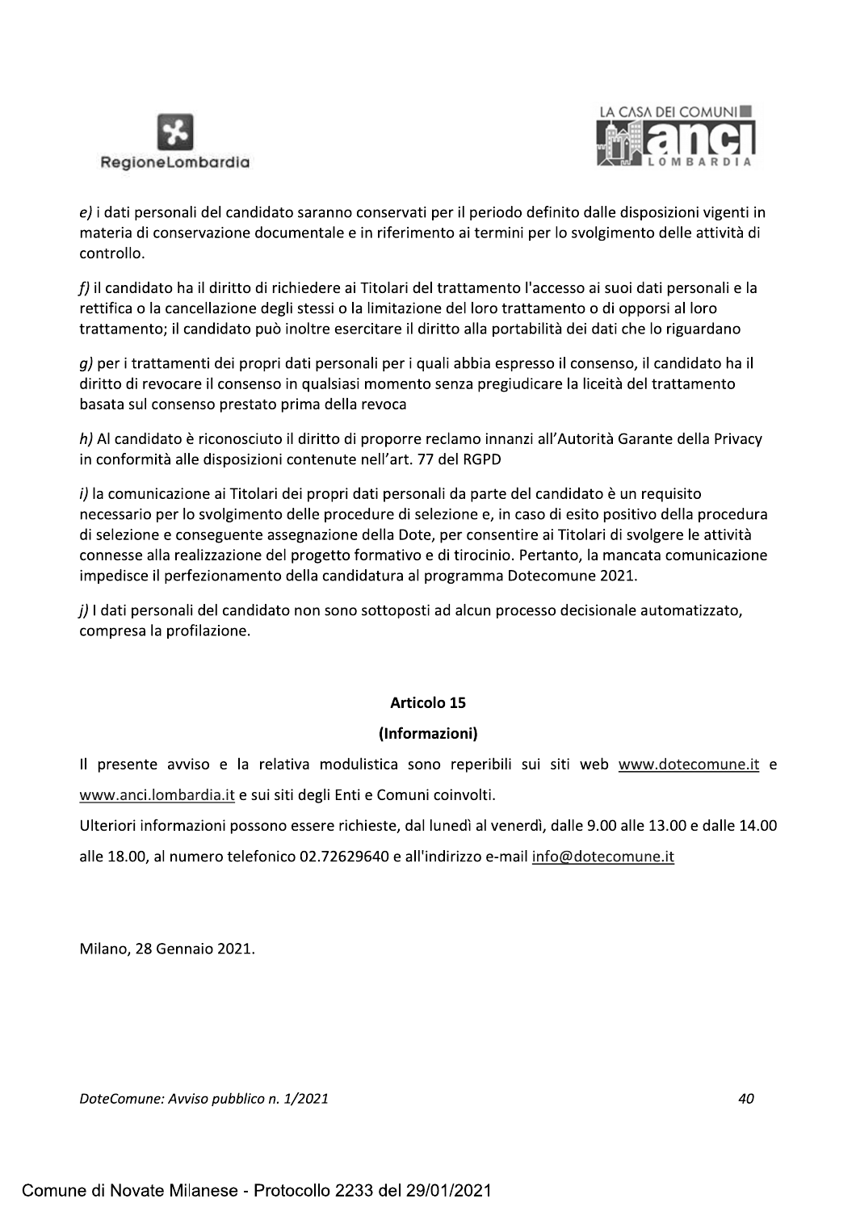*e)* i dati personali del candidato saranno conservati per il periodo definito dalle disposizioni vigenti in materia di conservazione documentale e in riferimento ai termini per lo svolgimento delle attività di controllo.

*f)* il candidato ha il diritto di richiedere ai Titolari del trattamento l'accesso ai suoi dati personali e la rettifica o la cancellazione degli stessi o la limitazione del loro trattamento o di opporsi al loro trattamento; il candidato può inoltre esercitare il diritto alla portabilità dei dati che lo riguardano

*g)* per i trattamenti dei propri dati personali per i quali abbia espresso il consenso, il candidato ha il diritto di revocare il consenso in qualsiasi momento senza pregiudicare la liceità del trattamento basata sul consenso prestato prima della revoca

*h)* Al candidato è riconosciuto il diritto di proporre reclamo innanzi all'Autorità Garante della Privacy in conformità alle disposizioni contenute nell'art. 77 del RGPD

*i)* la comunicazione ai Titolari dei propri dati personali da parte del candidato è un requisito necessario per lo svolgimento delle procedure di selezione e, in caso di esito positivo della procedura di selezione e conseguente assegnazione della Dote, per consentire ai Titolari di svolgere le attività connesse alla realizzazione del progetto formativo e di tirocinio. Pertanto, la mancata comunicazione impedisce il perfezionamento della candidatura al programma Dotecomune 2021.

*j)* I dati personali del candidato non sono sottoposti ad alcun processo decisionale automatizzato, compresa la profilazione.

## Articolo 15

## (Informazioni)

Il presente avviso e la relativa modulistica sono reperibili sui siti web www.dotecomune.it e www.anci.lombardia.it e sui siti degli Enti e Comuni coinvolti.

Ulteriori informazioni possono essere richieste, dal lunedì al venerdì, dalle 9.00 alle 13.00 e dalle 14.00 alle 18.00, al numero telefonico 02.72629640 e all'indirizzo e-mail info@dotecomune.it

Milano, 28 Gennaio 2021.

Comune di Novate Milanese - Protocollo 2233 del 29/01/2021